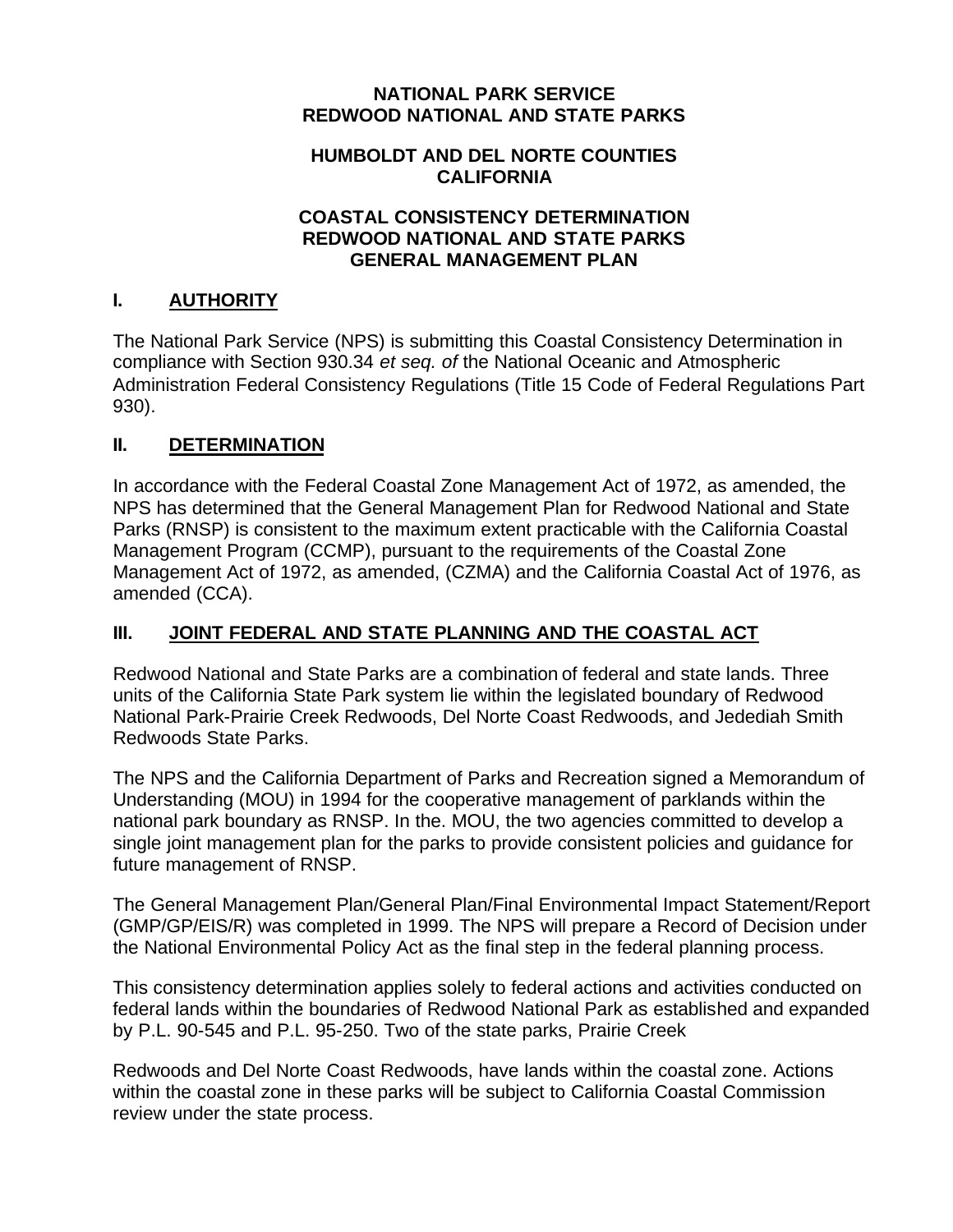**NATIONAL PARK SERVICE**
**REDWOOD NATIONAL AND STATE PARKS**

**HUMBOLDT AND DEL NORTE COUNTIES**
**CALIFORNIA**

**COASTAL CONSISTENCY DETERMINATION**
**REDWOOD NATIONAL AND STATE PARKS**
**GENERAL MANAGEMENT PLAN**

## I. AUTHORITY

The National Park Service (NPS) is submitting this Coastal Consistency Determination in compliance with Section 930.34 *et seq. of* the National Oceanic and Atmospheric Administration Federal Consistency Regulations (Title 15 Code of Federal Regulations Part 930).

## II. DETERMINATION

In accordance with the Federal Coastal Zone Management Act of 1972, as amended, the NPS has determined that the General Management Plan for Redwood National and State Parks (RNSP) is consistent to the maximum extent practicable with the California Coastal Management Program (CCMP), pursuant to the requirements of the Coastal Zone Management Act of 1972, as amended, (CZMA) and the California Coastal Act of 1976, as amended (CCA).

## III. JOINT FEDERAL AND STATE PLANNING AND THE COASTAL ACT

Redwood National and State Parks are a combination of federal and state lands. Three units of the California State Park system lie within the legislated boundary of Redwood National Park-Prairie Creek Redwoods, Del Norte Coast Redwoods, and Jedediah Smith Redwoods State Parks.

The NPS and the California Department of Parks and Recreation signed a Memorandum of Understanding (MOU) in 1994 for the cooperative management of parklands within the national park boundary as RNSP. In the. MOU, the two agencies committed to develop a single joint management plan for the parks to provide consistent policies and guidance for future management of RNSP.

The General Management Plan/General Plan/Final Environmental Impact Statement/Report (GMP/GP/EIS/R) was completed in 1999. The NPS will prepare a Record of Decision under the National Environmental Policy Act as the final step in the federal planning process.

This consistency determination applies solely to federal actions and activities conducted on federal lands within the boundaries of Redwood National Park as established and expanded by P.L. 90-545 and P.L. 95-250. Two of the state parks, Prairie Creek Redwoods and Del Norte Coast Redwoods, have lands within the coastal zone. Actions within the coastal zone in these parks will be subject to California Coastal Commission review under the state process.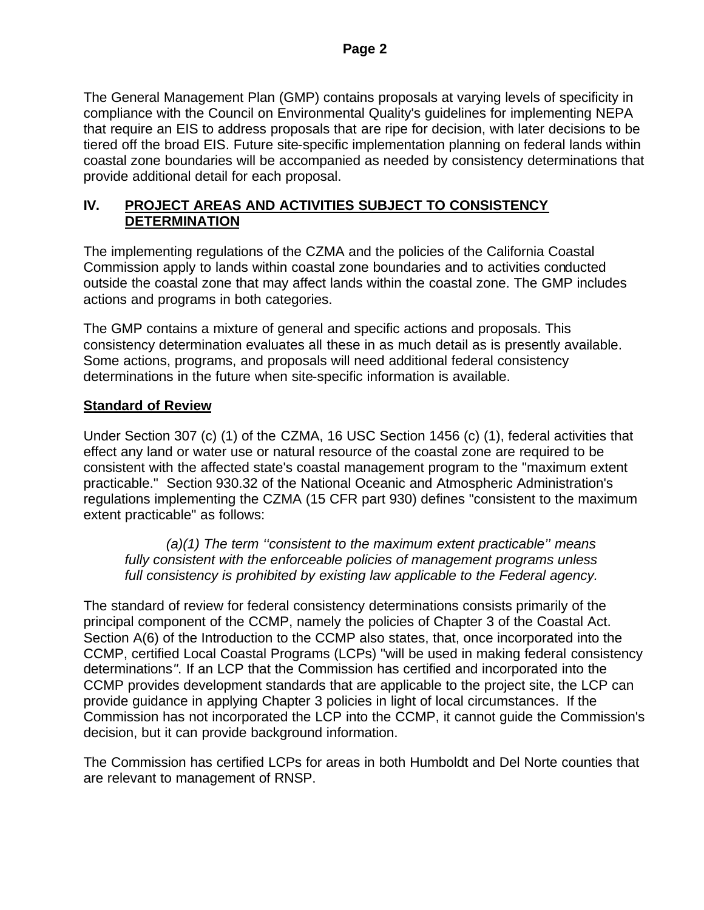The General Management Plan (GMP) contains proposals at varying levels of specificity in compliance with the Council on Environmental Quality's guidelines for implementing NEPA that require an EIS to address proposals that are ripe for decision, with later decisions to be tiered off the broad EIS. Future site-specific implementation planning on federal lands within coastal zone boundaries will be accompanied as needed by consistency determinations that provide additional detail for each proposal.

## IV. <u>PROJECT AREAS AND ACTIVITIES SUBJECT TO CONSISTENCY DETERMINATION</u>

The implementing regulations of the CZMA and the policies of the California Coastal Commission apply to lands within coastal zone boundaries and to activities conducted outside the coastal zone that may affect lands within the coastal zone. The GMP includes actions and programs in both categories.

The GMP contains a mixture of general and specific actions and proposals. This consistency determination evaluates all these in as much detail as is presently available. Some actions, programs, and proposals will need additional federal consistency determinations in the future when site-specific information is available.

### <u>Standard of Review</u>

Under Section 307 (c) (1) of the CZMA, 16 USC Section 1456 (c) (1), federal activities that effect any land or water use or natural resource of the coastal zone are required to be consistent with the affected state's coastal management program to the "maximum extent practicable." Section 930.32 of the National Oceanic and Atmospheric Administration's regulations implementing the CZMA (15 CFR part 930) defines "consistent to the maximum extent practicable" as follows:

> *(a)(1) The term ''consistent to the maximum extent practicable'' means fully consistent with the enforceable policies of management programs unless full consistency is prohibited by existing law applicable to the Federal agency.*

The standard of review for federal consistency determinations consists primarily of the principal component of the CCMP, namely the policies of Chapter 3 of the Coastal Act. Section A(6) of the Introduction to the CCMP also states, that, once incorporated into the CCMP, certified Local Coastal Programs (LCPs) "will be used in making federal consistency determinations*"*. If an LCP that the Commission has certified and incorporated into the CCMP provides development standards that are applicable to the project site, the LCP can provide guidance in applying Chapter 3 policies in light of local circumstances. If the Commission has not incorporated the LCP into the CCMP, it cannot guide the Commission's decision, but it can provide background information.

The Commission has certified LCPs for areas in both Humboldt and Del Norte counties that are relevant to management of RNSP.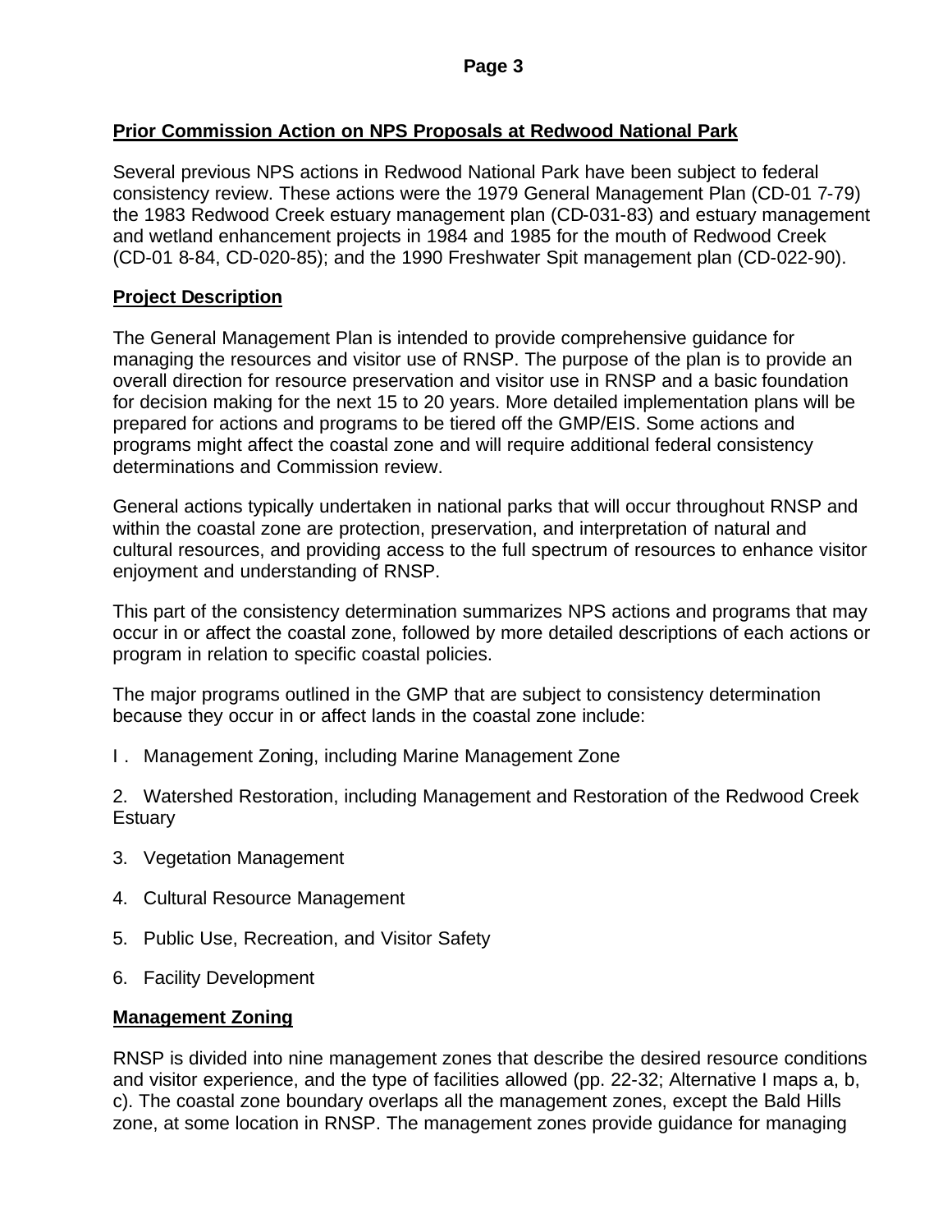## Prior Commission Action on NPS Proposals at Redwood National Park

Several previous NPS actions in Redwood National Park have been subject to federal consistency review. These actions were the 1979 General Management Plan (CD-01 7-79) the 1983 Redwood Creek estuary management plan (CD-031-83) and estuary management and wetland enhancement projects in 1984 and 1985 for the mouth of Redwood Creek (CD-01 8-84, CD-020-85); and the 1990 Freshwater Spit management plan (CD-022-90).

## Project Description

The General Management Plan is intended to provide comprehensive guidance for managing the resources and visitor use of RNSP. The purpose of the plan is to provide an overall direction for resource preservation and visitor use in RNSP and a basic foundation for decision making for the next 15 to 20 years. More detailed implementation plans will be prepared for actions and programs to be tiered off the GMP/EIS. Some actions and programs might affect the coastal zone and will require additional federal consistency determinations and Commission review.

General actions typically undertaken in national parks that will occur throughout RNSP and within the coastal zone are protection, preservation, and interpretation of natural and cultural resources, and providing access to the full spectrum of resources to enhance visitor enjoyment and understanding of RNSP.

This part of the consistency determination summarizes NPS actions and programs that may occur in or affect the coastal zone, followed by more detailed descriptions of each actions or program in relation to specific coastal policies.

The major programs outlined in the GMP that are subject to consistency determination because they occur in or affect lands in the coastal zone include:

I . Management Zoning, including Marine Management Zone

2. Watershed Restoration, including Management and Restoration of the Redwood Creek Estuary

3. Vegetation Management

4. Cultural Resource Management

5. Public Use, Recreation, and Visitor Safety

6. Facility Development

## Management Zoning

RNSP is divided into nine management zones that describe the desired resource conditions and visitor experience, and the type of facilities allowed (pp. 22-32; Alternative I maps a, b, c). The coastal zone boundary overlaps all the management zones, except the Bald Hills zone, at some location in RNSP. The management zones provide guidance for managing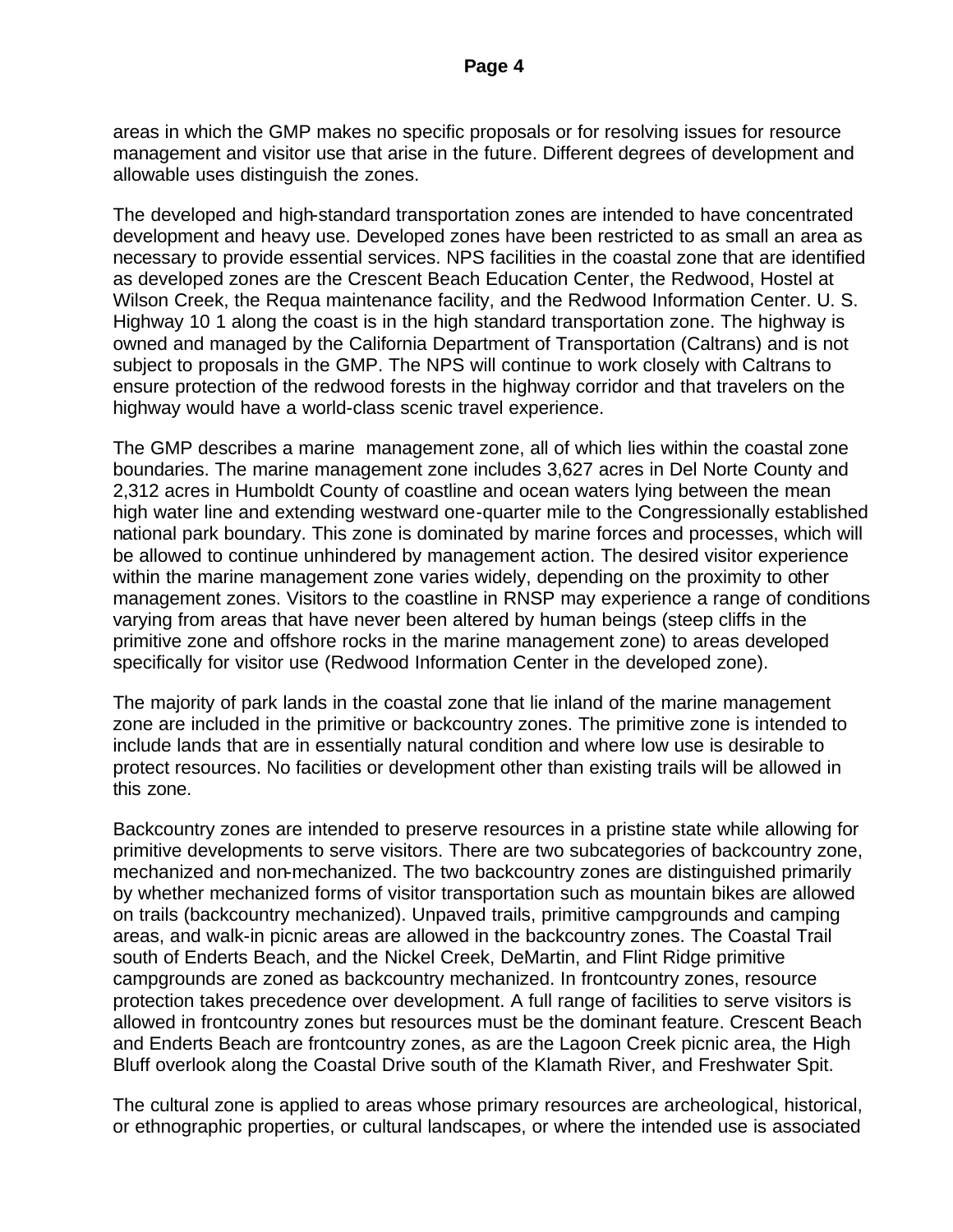areas in which the GMP makes no specific proposals or for resolving issues for resource management and visitor use that arise in the future. Different degrees of development and allowable uses distinguish the zones.

The developed and high-standard transportation zones are intended to have concentrated development and heavy use. Developed zones have been restricted to as small an area as necessary to provide essential services. NPS facilities in the coastal zone that are identified as developed zones are the Crescent Beach Education Center, the Redwood, Hostel at Wilson Creek, the Requa maintenance facility, and the Redwood Information Center. U. S. Highway 10 1 along the coast is in the high standard transportation zone. The highway is owned and managed by the California Department of Transportation (Caltrans) and is not subject to proposals in the GMP. The NPS will continue to work closely with Caltrans to ensure protection of the redwood forests in the highway corridor and that travelers on the highway would have a world-class scenic travel experience.

The GMP describes a marine management zone, all of which lies within the coastal zone boundaries. The marine management zone includes 3,627 acres in Del Norte County and 2,312 acres in Humboldt County of coastline and ocean waters lying between the mean high water line and extending westward one-quarter mile to the Congressionally established national park boundary. This zone is dominated by marine forces and processes, which will be allowed to continue unhindered by management action. The desired visitor experience within the marine management zone varies widely, depending on the proximity to other management zones. Visitors to the coastline in RNSP may experience a range of conditions varying from areas that have never been altered by human beings (steep cliffs in the primitive zone and offshore rocks in the marine management zone) to areas developed specifically for visitor use (Redwood Information Center in the developed zone).

The majority of park lands in the coastal zone that lie inland of the marine management zone are included in the primitive or backcountry zones. The primitive zone is intended to include lands that are in essentially natural condition and where low use is desirable to protect resources. No facilities or development other than existing trails will be allowed in this zone.

Backcountry zones are intended to preserve resources in a pristine state while allowing for primitive developments to serve visitors. There are two subcategories of backcountry zone, mechanized and non-mechanized. The two backcountry zones are distinguished primarily by whether mechanized forms of visitor transportation such as mountain bikes are allowed on trails (backcountry mechanized). Unpaved trails, primitive campgrounds and camping areas, and walk-in picnic areas are allowed in the backcountry zones. The Coastal Trail south of Enderts Beach, and the Nickel Creek, DeMartin, and Flint Ridge primitive campgrounds are zoned as backcountry mechanized. In frontcountry zones, resource protection takes precedence over development. A full range of facilities to serve visitors is allowed in frontcountry zones but resources must be the dominant feature. Crescent Beach and Enderts Beach are frontcountry zones, as are the Lagoon Creek picnic area, the High Bluff overlook along the Coastal Drive south of the Klamath River, and Freshwater Spit.

The cultural zone is applied to areas whose primary resources are archeological, historical, or ethnographic properties, or cultural landscapes, or where the intended use is associated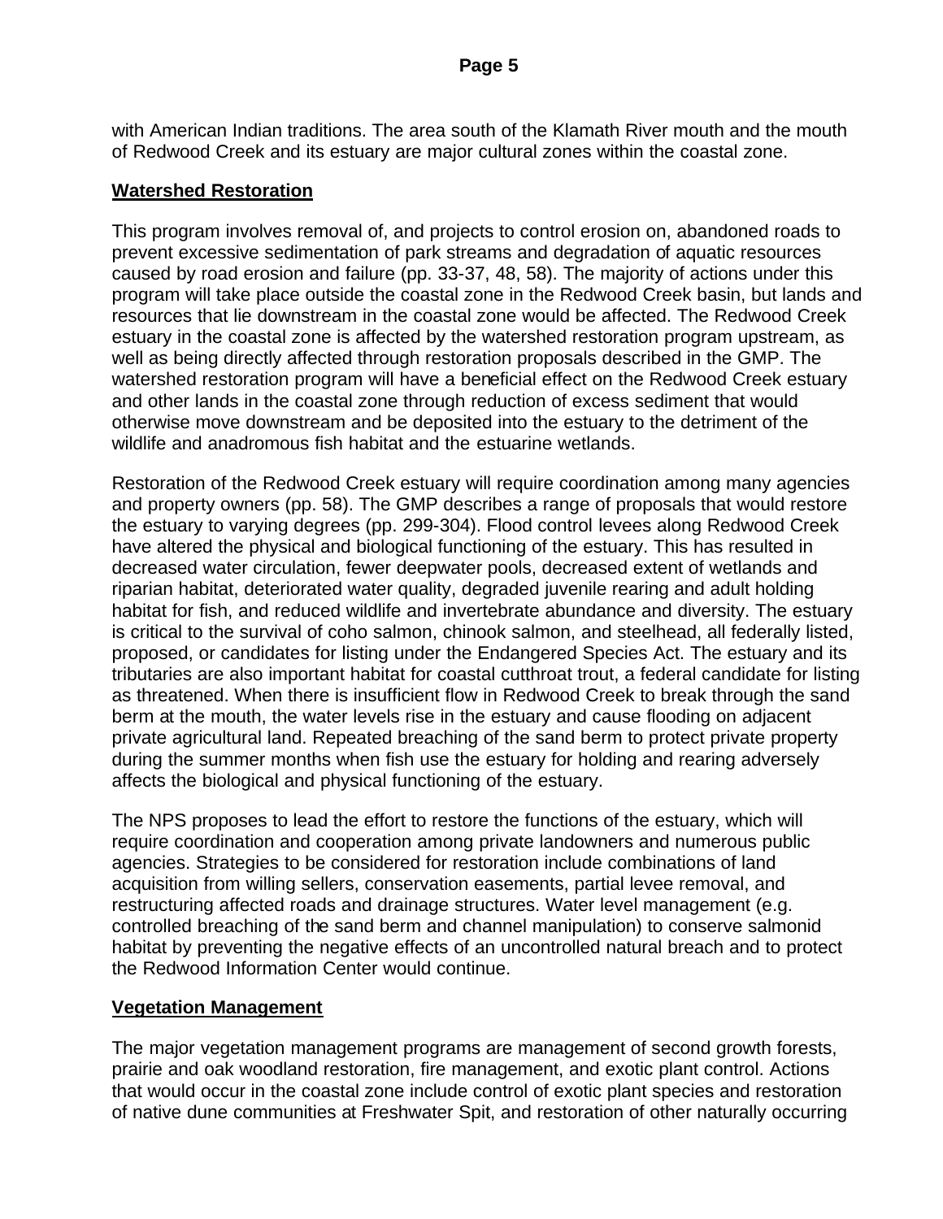with American Indian traditions. The area south of the Klamath River mouth and the mouth of Redwood Creek and its estuary are major cultural zones within the coastal zone.

**Watershed Restoration**

This program involves removal of, and projects to control erosion on, abandoned roads to prevent excessive sedimentation of park streams and degradation of aquatic resources caused by road erosion and failure (pp. 33-37, 48, 58). The majority of actions under this program will take place outside the coastal zone in the Redwood Creek basin, but lands and resources that lie downstream in the coastal zone would be affected. The Redwood Creek estuary in the coastal zone is affected by the watershed restoration program upstream, as well as being directly affected through restoration proposals described in the GMP. The watershed restoration program will have a beneficial effect on the Redwood Creek estuary and other lands in the coastal zone through reduction of excess sediment that would otherwise move downstream and be deposited into the estuary to the detriment of the wildlife and anadromous fish habitat and the estuarine wetlands.

Restoration of the Redwood Creek estuary will require coordination among many agencies and property owners (pp. 58). The GMP describes a range of proposals that would restore the estuary to varying degrees (pp. 299-304). Flood control levees along Redwood Creek have altered the physical and biological functioning of the estuary. This has resulted in decreased water circulation, fewer deepwater pools, decreased extent of wetlands and riparian habitat, deteriorated water quality, degraded juvenile rearing and adult holding habitat for fish, and reduced wildlife and invertebrate abundance and diversity. The estuary is critical to the survival of coho salmon, chinook salmon, and steelhead, all federally listed, proposed, or candidates for listing under the Endangered Species Act. The estuary and its tributaries are also important habitat for coastal cutthroat trout, a federal candidate for listing as threatened. When there is insufficient flow in Redwood Creek to break through the sand berm at the mouth, the water levels rise in the estuary and cause flooding on adjacent private agricultural land. Repeated breaching of the sand berm to protect private property during the summer months when fish use the estuary for holding and rearing adversely affects the biological and physical functioning of the estuary.

The NPS proposes to lead the effort to restore the functions of the estuary, which will require coordination and cooperation among private landowners and numerous public agencies. Strategies to be considered for restoration include combinations of land acquisition from willing sellers, conservation easements, partial levee removal, and restructuring affected roads and drainage structures. Water level management (e.g. controlled breaching of the sand berm and channel manipulation) to conserve salmonid habitat by preventing the negative effects of an uncontrolled natural breach and to protect the Redwood Information Center would continue.

**Vegetation Management**

The major vegetation management programs are management of second growth forests, prairie and oak woodland restoration, fire management, and exotic plant control. Actions that would occur in the coastal zone include control of exotic plant species and restoration of native dune communities at Freshwater Spit, and restoration of other naturally occurring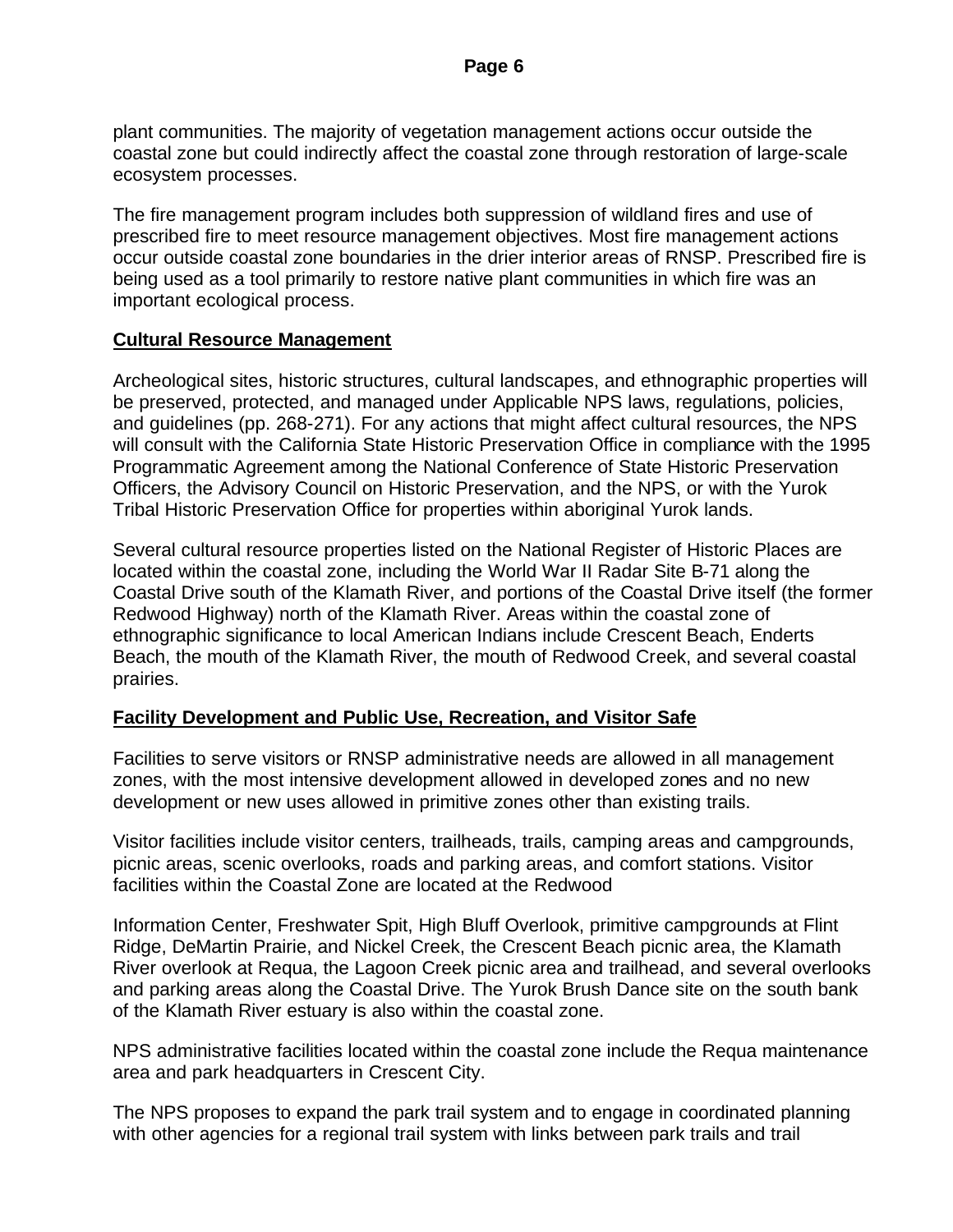plant communities. The majority of vegetation management actions occur outside the coastal zone but could indirectly affect the coastal zone through restoration of large-scale ecosystem processes.

The fire management program includes both suppression of wildland fires and use of prescribed fire to meet resource management objectives. Most fire management actions occur outside coastal zone boundaries in the drier interior areas of RNSP. Prescribed fire is being used as a tool primarily to restore native plant communities in which fire was an important ecological process.

**Cultural Resource Management**

Archeological sites, historic structures, cultural landscapes, and ethnographic properties will be preserved, protected, and managed under Applicable NPS laws, regulations, policies, and guidelines (pp. 268-271). For any actions that might affect cultural resources, the NPS will consult with the California State Historic Preservation Office in compliance with the 1995 Programmatic Agreement among the National Conference of State Historic Preservation Officers, the Advisory Council on Historic Preservation, and the NPS, or with the Yurok Tribal Historic Preservation Office for properties within aboriginal Yurok lands.

Several cultural resource properties listed on the National Register of Historic Places are located within the coastal zone, including the World War II Radar Site B-71 along the Coastal Drive south of the Klamath River, and portions of the Coastal Drive itself (the former Redwood Highway) north of the Klamath River. Areas within the coastal zone of ethnographic significance to local American Indians include Crescent Beach, Enderts Beach, the mouth of the Klamath River, the mouth of Redwood Creek, and several coastal prairies.

**Facility Development and Public Use, Recreation, and Visitor Safe**

Facilities to serve visitors or RNSP administrative needs are allowed in all management zones, with the most intensive development allowed in developed zones and no new development or new uses allowed in primitive zones other than existing trails.

Visitor facilities include visitor centers, trailheads, trails, camping areas and campgrounds, picnic areas, scenic overlooks, roads and parking areas, and comfort stations. Visitor facilities within the Coastal Zone are located at the Redwood

Information Center, Freshwater Spit, High Bluff Overlook, primitive campgrounds at Flint Ridge, DeMartin Prairie, and Nickel Creek, the Crescent Beach picnic area, the Klamath River overlook at Requa, the Lagoon Creek picnic area and trailhead, and several overlooks and parking areas along the Coastal Drive. The Yurok Brush Dance site on the south bank of the Klamath River estuary is also within the coastal zone.

NPS administrative facilities located within the coastal zone include the Requa maintenance area and park headquarters in Crescent City.

The NPS proposes to expand the park trail system and to engage in coordinated planning with other agencies for a regional trail system with links between park trails and trail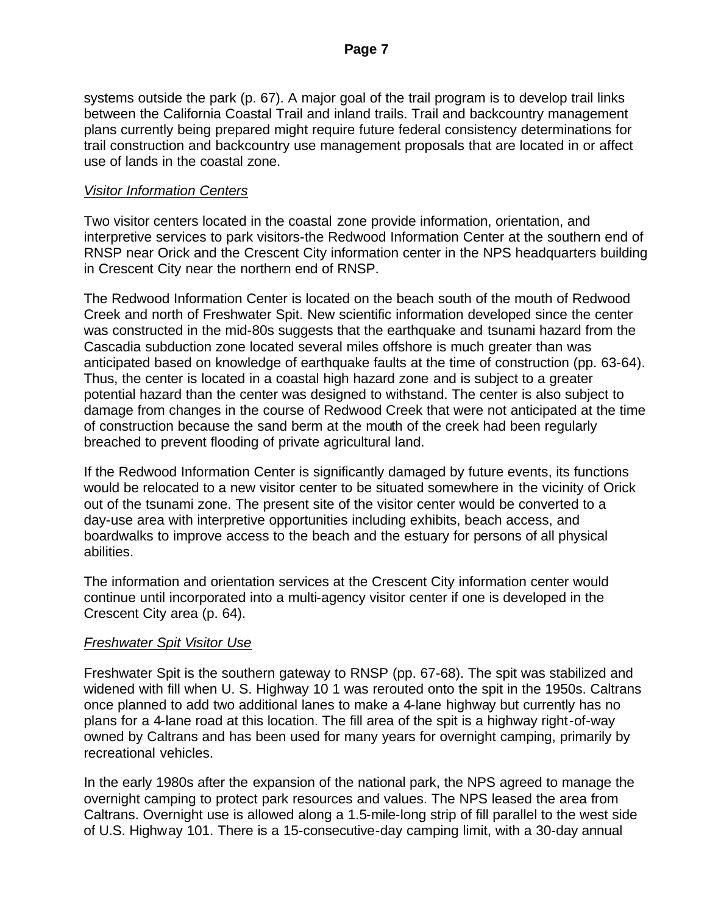systems outside the park (p. 67). A major goal of the trail program is to develop trail links between the California Coastal Trail and inland trails. Trail and backcountry management plans currently being prepared might require future federal consistency determinations for trail construction and backcountry use management proposals that are located in or affect use of lands in the coastal zone.

*Visitor Information Centers*

Two visitor centers located in the coastal zone provide information, orientation, and interpretive services to park visitors-the Redwood Information Center at the southern end of RNSP near Orick and the Crescent City information center in the NPS headquarters building in Crescent City near the northern end of RNSP.

The Redwood Information Center is located on the beach south of the mouth of Redwood Creek and north of Freshwater Spit. New scientific information developed since the center was constructed in the mid-80s suggests that the earthquake and tsunami hazard from the Cascadia subduction zone located several miles offshore is much greater than was anticipated based on knowledge of earthquake faults at the time of construction (pp. 63-64). Thus, the center is located in a coastal high hazard zone and is subject to a greater potential hazard than the center was designed to withstand. The center is also subject to damage from changes in the course of Redwood Creek that were not anticipated at the time of construction because the sand berm at the mouth of the creek had been regularly breached to prevent flooding of private agricultural land.

If the Redwood Information Center is significantly damaged by future events, its functions would be relocated to a new visitor center to be situated somewhere in the vicinity of Orick out of the tsunami zone. The present site of the visitor center would be converted to a day-use area with interpretive opportunities including exhibits, beach access, and boardwalks to improve access to the beach and the estuary for persons of all physical abilities.

The information and orientation services at the Crescent City information center would continue until incorporated into a multi-agency visitor center if one is developed in the Crescent City area (p. 64).

*Freshwater Spit Visitor Use*

Freshwater Spit is the southern gateway to RNSP (pp. 67-68). The spit was stabilized and widened with fill when U. S. Highway 10 1 was rerouted onto the spit in the 1950s. Caltrans once planned to add two additional lanes to make a 4-lane highway but currently has no plans for a 4-lane road at this location. The fill area of the spit is a highway right-of-way owned by Caltrans and has been used for many years for overnight camping, primarily by recreational vehicles.

In the early 1980s after the expansion of the national park, the NPS agreed to manage the overnight camping to protect park resources and values. The NPS leased the area from Caltrans. Overnight use is allowed along a 1.5-mile-long strip of fill parallel to the west side of U.S. Highway 101. There is a 15-consecutive-day camping limit, with a 30-day annual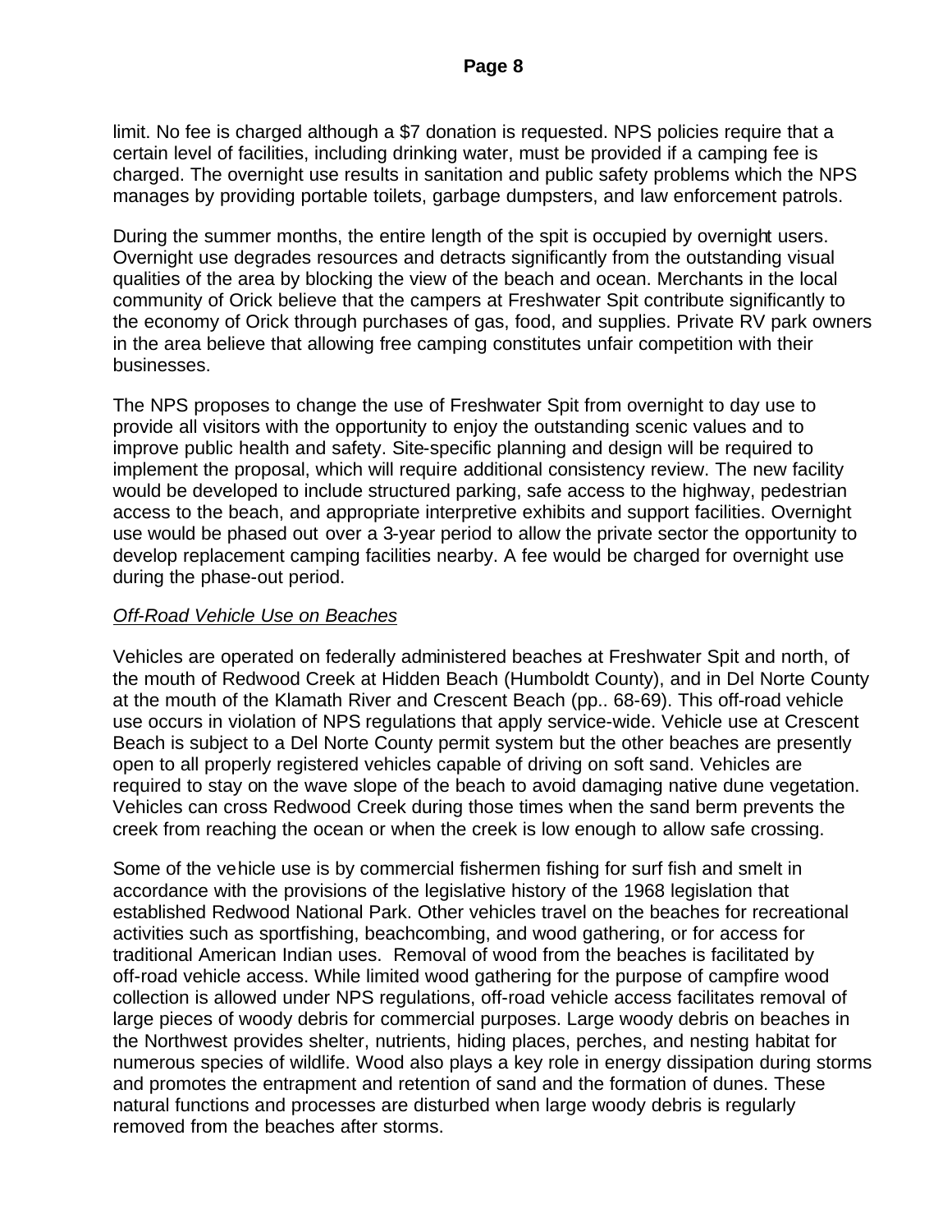limit. No fee is charged although a $7 donation is requested. NPS policies require that a certain level of facilities, including drinking water, must be provided if a camping fee is charged. The overnight use results in sanitation and public safety problems which the NPS manages by providing portable toilets, garbage dumpsters, and law enforcement patrols.

During the summer months, the entire length of the spit is occupied by overnight users. Overnight use degrades resources and detracts significantly from the outstanding visual qualities of the area by blocking the view of the beach and ocean. Merchants in the local community of Orick believe that the campers at Freshwater Spit contribute significantly to the economy of Orick through purchases of gas, food, and supplies. Private RV park owners in the area believe that allowing free camping constitutes unfair competition with their businesses.

The NPS proposes to change the use of Freshwater Spit from overnight to day use to provide all visitors with the opportunity to enjoy the outstanding scenic values and to improve public health and safety. Site-specific planning and design will be required to implement the proposal, which will require additional consistency review. The new facility would be developed to include structured parking, safe access to the highway, pedestrian access to the beach, and appropriate interpretive exhibits and support facilities. Overnight use would be phased out over a 3-year period to allow the private sector the opportunity to develop replacement camping facilities nearby. A fee would be charged for overnight use during the phase-out period.

*Off-Road Vehicle Use on Beaches*

Vehicles are operated on federally administered beaches at Freshwater Spit and north, of the mouth of Redwood Creek at Hidden Beach (Humboldt County), and in Del Norte County at the mouth of the Klamath River and Crescent Beach (pp.. 68-69). This off-road vehicle use occurs in violation of NPS regulations that apply service-wide. Vehicle use at Crescent Beach is subject to a Del Norte County permit system but the other beaches are presently open to all properly registered vehicles capable of driving on soft sand. Vehicles are required to stay on the wave slope of the beach to avoid damaging native dune vegetation. Vehicles can cross Redwood Creek during those times when the sand berm prevents the creek from reaching the ocean or when the creek is low enough to allow safe crossing.

Some of the vehicle use is by commercial fishermen fishing for surf fish and smelt in accordance with the provisions of the legislative history of the 1968 legislation that established Redwood National Park. Other vehicles travel on the beaches for recreational activities such as sportfishing, beachcombing, and wood gathering, or for access for traditional American Indian uses. Removal of wood from the beaches is facilitated by off-road vehicle access. While limited wood gathering for the purpose of campfire wood collection is allowed under NPS regulations, off-road vehicle access facilitates removal of large pieces of woody debris for commercial purposes. Large woody debris on beaches in the Northwest provides shelter, nutrients, hiding places, perches, and nesting habitat for numerous species of wildlife. Wood also plays a key role in energy dissipation during storms and promotes the entrapment and retention of sand and the formation of dunes. These natural functions and processes are disturbed when large woody debris is regularly removed from the beaches after storms.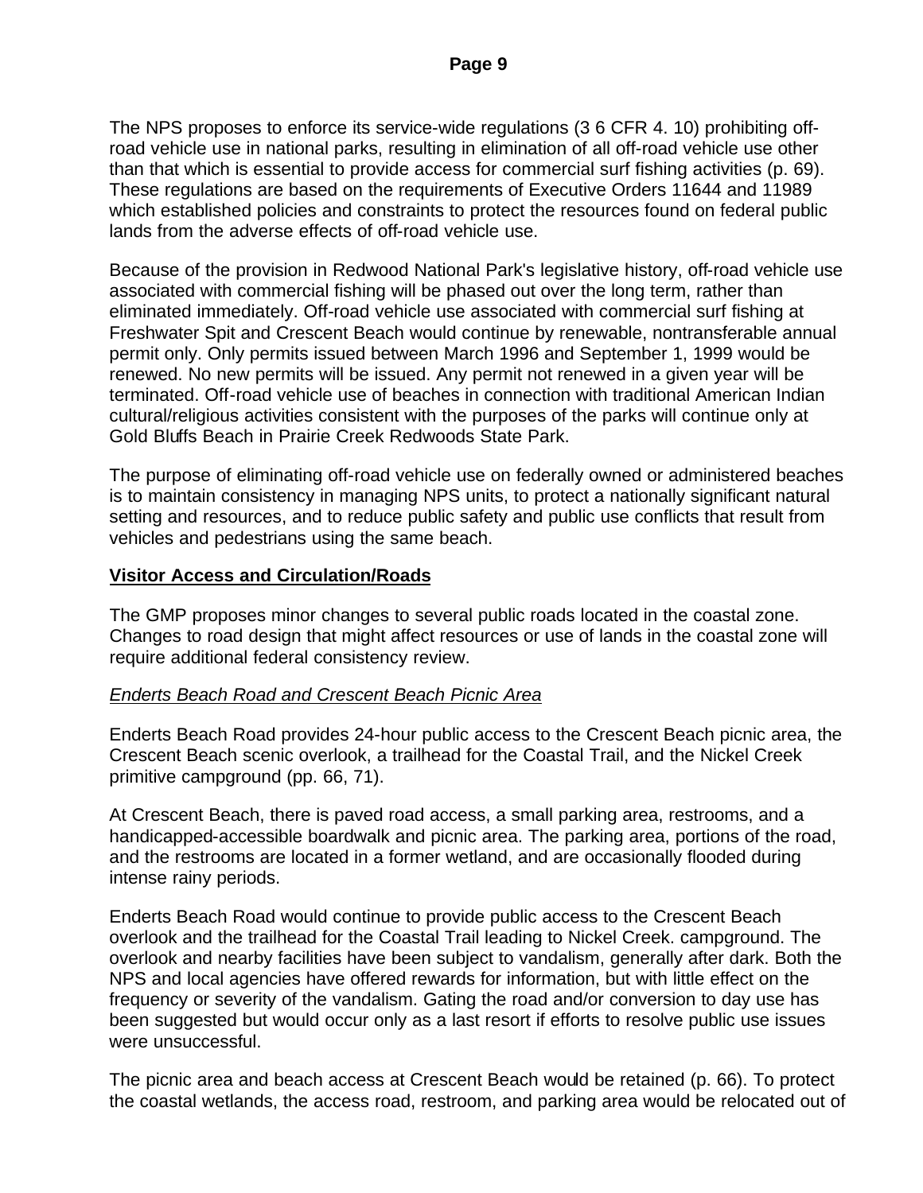The NPS proposes to enforce its service-wide regulations (3 6 CFR 4. 10) prohibiting off-road vehicle use in national parks, resulting in elimination of all off-road vehicle use other than that which is essential to provide access for commercial surf fishing activities (p. 69). These regulations are based on the requirements of Executive Orders 11644 and 11989 which established policies and constraints to protect the resources found on federal public lands from the adverse effects of off-road vehicle use.

Because of the provision in Redwood National Park's legislative history, off-road vehicle use associated with commercial fishing will be phased out over the long term, rather than eliminated immediately. Off-road vehicle use associated with commercial surf fishing at Freshwater Spit and Crescent Beach would continue by renewable, nontransferable annual permit only. Only permits issued between March 1996 and September 1, 1999 would be renewed. No new permits will be issued. Any permit not renewed in a given year will be terminated. Off-road vehicle use of beaches in connection with traditional American Indian cultural/religious activities consistent with the purposes of the parks will continue only at Gold Bluffs Beach in Prairie Creek Redwoods State Park.

The purpose of eliminating off-road vehicle use on federally owned or administered beaches is to maintain consistency in managing NPS units, to protect a nationally significant natural setting and resources, and to reduce public safety and public use conflicts that result from vehicles and pedestrians using the same beach.

**Visitor Access and Circulation/Roads**

The GMP proposes minor changes to several public roads located in the coastal zone. Changes to road design that might affect resources or use of lands in the coastal zone will require additional federal consistency review.

*Enderts Beach Road and Crescent Beach Picnic Area*

Enderts Beach Road provides 24-hour public access to the Crescent Beach picnic area, the Crescent Beach scenic overlook, a trailhead for the Coastal Trail, and the Nickel Creek primitive campground (pp. 66, 71).

At Crescent Beach, there is paved road access, a small parking area, restrooms, and a handicapped-accessible boardwalk and picnic area. The parking area, portions of the road, and the restrooms are located in a former wetland, and are occasionally flooded during intense rainy periods.

Enderts Beach Road would continue to provide public access to the Crescent Beach overlook and the trailhead for the Coastal Trail leading to Nickel Creek. campground. The overlook and nearby facilities have been subject to vandalism, generally after dark. Both the NPS and local agencies have offered rewards for information, but with little effect on the frequency or severity of the vandalism. Gating the road and/or conversion to day use has been suggested but would occur only as a last resort if efforts to resolve public use issues were unsuccessful.

The picnic area and beach access at Crescent Beach would be retained (p. 66). To protect the coastal wetlands, the access road, restroom, and parking area would be relocated out of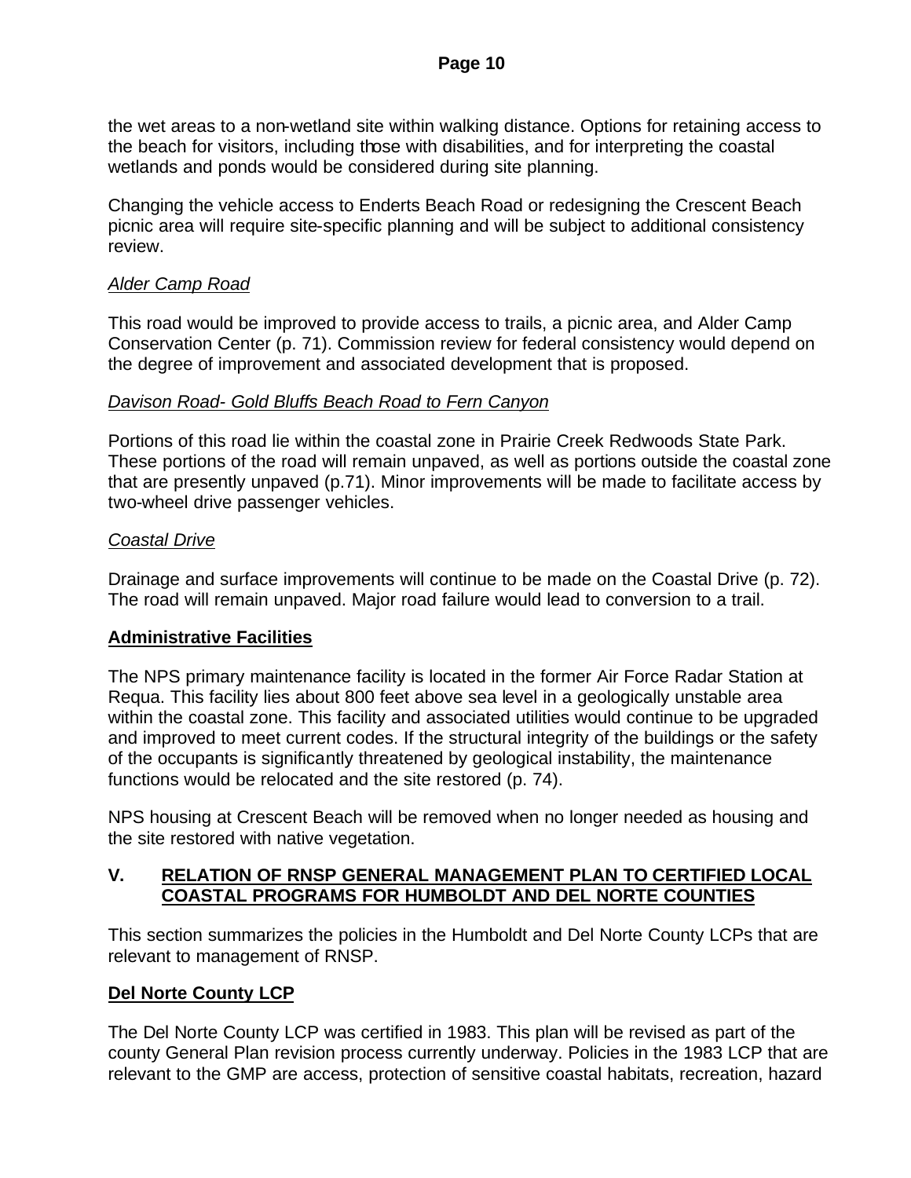the wet areas to a non-wetland site within walking distance. Options for retaining access to the beach for visitors, including those with disabilities, and for interpreting the coastal wetlands and ponds would be considered during site planning.

Changing the vehicle access to Enderts Beach Road or redesigning the Crescent Beach picnic area will require site-specific planning and will be subject to additional consistency review.

*Alder Camp Road*

This road would be improved to provide access to trails, a picnic area, and Alder Camp Conservation Center (p. 71). Commission review for federal consistency would depend on the degree of improvement and associated development that is proposed.

*Davison Road- Gold Bluffs Beach Road to Fern Canyon*

Portions of this road lie within the coastal zone in Prairie Creek Redwoods State Park. These portions of the road will remain unpaved, as well as portions outside the coastal zone that are presently unpaved (p.71). Minor improvements will be made to facilitate access by two-wheel drive passenger vehicles.

*Coastal Drive*

Drainage and surface improvements will continue to be made on the Coastal Drive (p. 72). The road will remain unpaved. Major road failure would lead to conversion to a trail.

**Administrative Facilities**

The NPS primary maintenance facility is located in the former Air Force Radar Station at Requa. This facility lies about 800 feet above sea level in a geologically unstable area within the coastal zone. This facility and associated utilities would continue to be upgraded and improved to meet current codes. If the structural integrity of the buildings or the safety of the occupants is significantly threatened by geological instability, the maintenance functions would be relocated and the site restored (p. 74).

NPS housing at Crescent Beach will be removed when no longer needed as housing and the site restored with native vegetation.

## V. RELATION OF RNSP GENERAL MANAGEMENT PLAN TO CERTIFIED LOCAL COASTAL PROGRAMS FOR HUMBOLDT AND DEL NORTE COUNTIES

This section summarizes the policies in the Humboldt and Del Norte County LCPs that are relevant to management of RNSP.

**Del Norte County LCP**

The Del Norte County LCP was certified in 1983. This plan will be revised as part of the county General Plan revision process currently underway. Policies in the 1983 LCP that are relevant to the GMP are access, protection of sensitive coastal habitats, recreation, hazard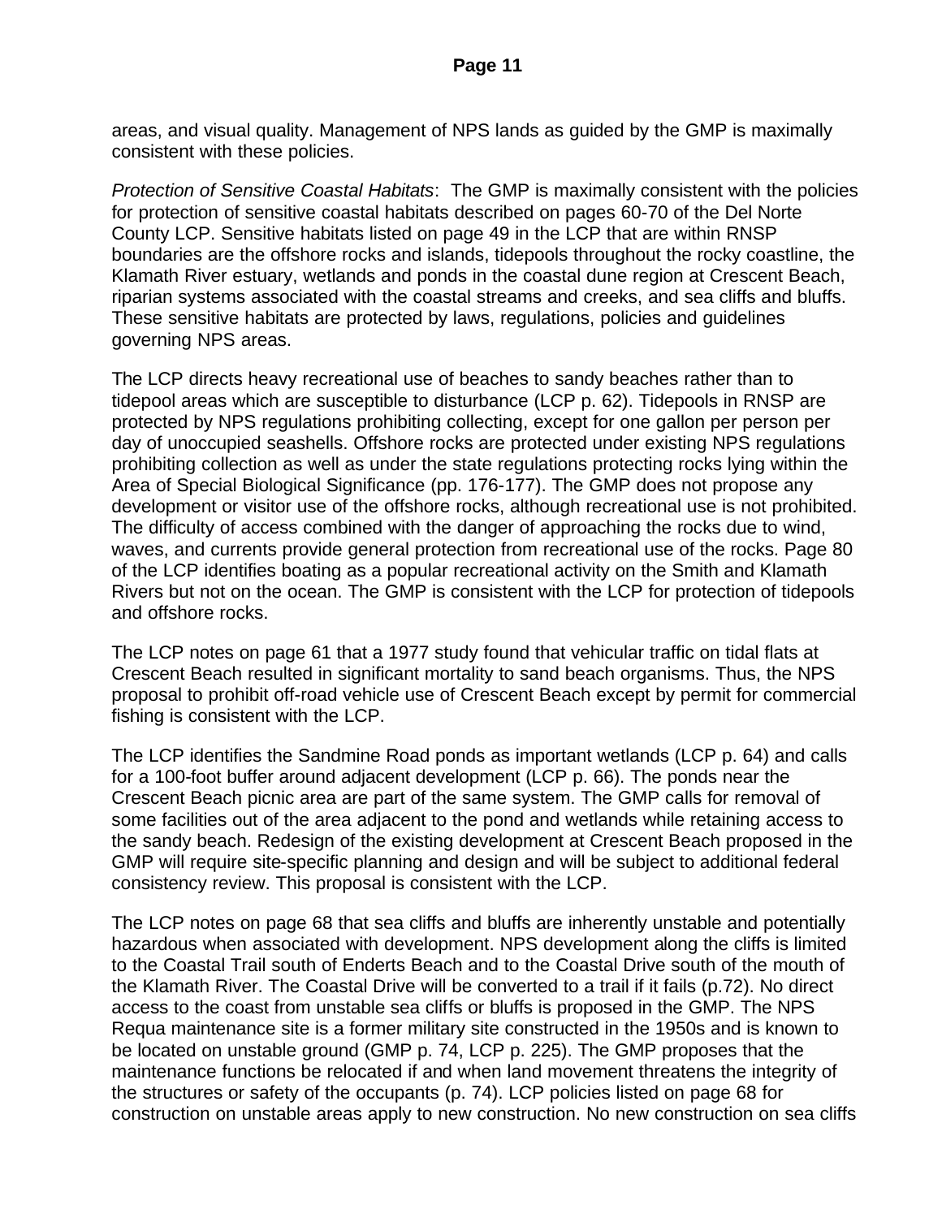areas, and visual quality. Management of NPS lands as guided by the GMP is maximally consistent with these policies.

*Protection of Sensitive Coastal Habitats*: The GMP is maximally consistent with the policies for protection of sensitive coastal habitats described on pages 60-70 of the Del Norte County LCP. Sensitive habitats listed on page 49 in the LCP that are within RNSP boundaries are the offshore rocks and islands, tidepools throughout the rocky coastline, the Klamath River estuary, wetlands and ponds in the coastal dune region at Crescent Beach, riparian systems associated with the coastal streams and creeks, and sea cliffs and bluffs. These sensitive habitats are protected by laws, regulations, policies and guidelines governing NPS areas.

The LCP directs heavy recreational use of beaches to sandy beaches rather than to tidepool areas which are susceptible to disturbance (LCP p. 62). Tidepools in RNSP are protected by NPS regulations prohibiting collecting, except for one gallon per person per day of unoccupied seashells. Offshore rocks are protected under existing NPS regulations prohibiting collection as well as under the state regulations protecting rocks lying within the Area of Special Biological Significance (pp. 176-177). The GMP does not propose any development or visitor use of the offshore rocks, although recreational use is not prohibited. The difficulty of access combined with the danger of approaching the rocks due to wind, waves, and currents provide general protection from recreational use of the rocks. Page 80 of the LCP identifies boating as a popular recreational activity on the Smith and Klamath Rivers but not on the ocean. The GMP is consistent with the LCP for protection of tidepools and offshore rocks.

The LCP notes on page 61 that a 1977 study found that vehicular traffic on tidal flats at Crescent Beach resulted in significant mortality to sand beach organisms. Thus, the NPS proposal to prohibit off-road vehicle use of Crescent Beach except by permit for commercial fishing is consistent with the LCP.

The LCP identifies the Sandmine Road ponds as important wetlands (LCP p. 64) and calls for a 100-foot buffer around adjacent development (LCP p. 66). The ponds near the Crescent Beach picnic area are part of the same system. The GMP calls for removal of some facilities out of the area adjacent to the pond and wetlands while retaining access to the sandy beach. Redesign of the existing development at Crescent Beach proposed in the GMP will require site-specific planning and design and will be subject to additional federal consistency review. This proposal is consistent with the LCP.

The LCP notes on page 68 that sea cliffs and bluffs are inherently unstable and potentially hazardous when associated with development. NPS development along the cliffs is limited to the Coastal Trail south of Enderts Beach and to the Coastal Drive south of the mouth of the Klamath River. The Coastal Drive will be converted to a trail if it fails (p.72). No direct access to the coast from unstable sea cliffs or bluffs is proposed in the GMP. The NPS Requa maintenance site is a former military site constructed in the 1950s and is known to be located on unstable ground (GMP p. 74, LCP p. 225). The GMP proposes that the maintenance functions be relocated if and when land movement threatens the integrity of the structures or safety of the occupants (p. 74). LCP policies listed on page 68 for construction on unstable areas apply to new construction. No new construction on sea cliffs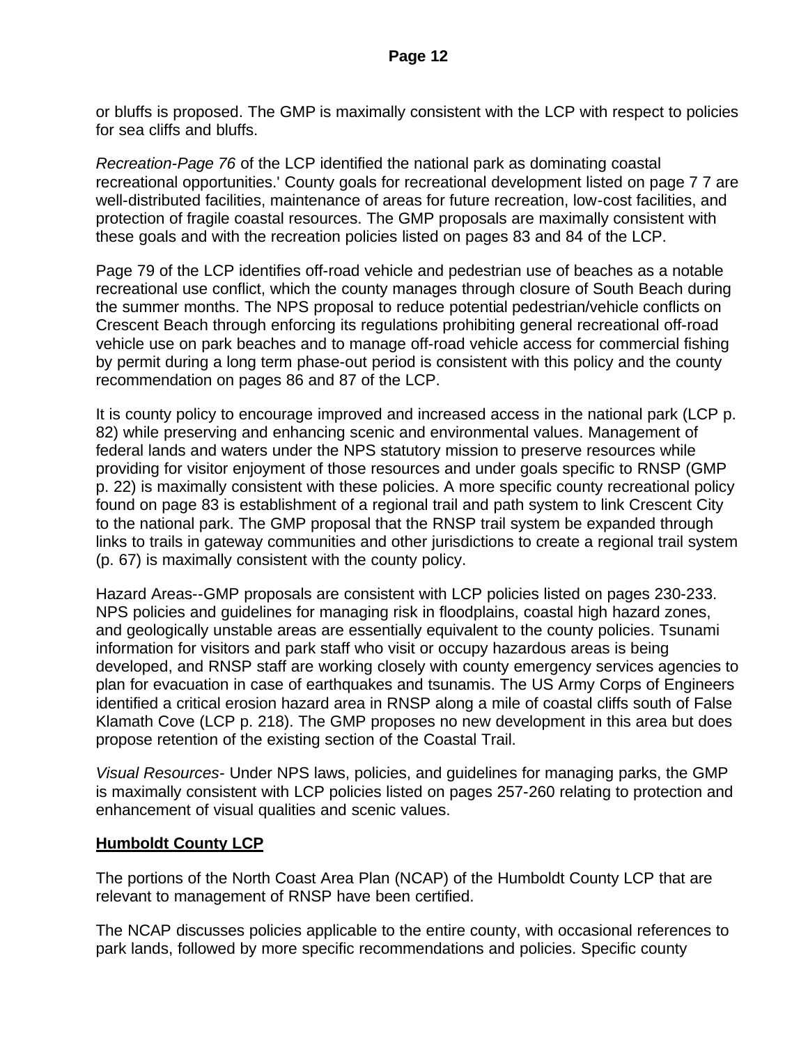or bluffs is proposed. The GMP is maximally consistent with the LCP with respect to policies for sea cliffs and bluffs.

*Recreation-Page 76* of the LCP identified the national park as dominating coastal recreational opportunities.' County goals for recreational development listed on page 7 7 are well-distributed facilities, maintenance of areas for future recreation, low-cost facilities, and protection of fragile coastal resources. The GMP proposals are maximally consistent with these goals and with the recreation policies listed on pages 83 and 84 of the LCP.

Page 79 of the LCP identifies off-road vehicle and pedestrian use of beaches as a notable recreational use conflict, which the county manages through closure of South Beach during the summer months. The NPS proposal to reduce potential pedestrian/vehicle conflicts on Crescent Beach through enforcing its regulations prohibiting general recreational off-road vehicle use on park beaches and to manage off-road vehicle access for commercial fishing by permit during a long term phase-out period is consistent with this policy and the county recommendation on pages 86 and 87 of the LCP.

It is county policy to encourage improved and increased access in the national park (LCP p. 82) while preserving and enhancing scenic and environmental values. Management of federal lands and waters under the NPS statutory mission to preserve resources while providing for visitor enjoyment of those resources and under goals specific to RNSP (GMP p. 22) is maximally consistent with these policies. A more specific county recreational policy found on page 83 is establishment of a regional trail and path system to link Crescent City to the national park. The GMP proposal that the RNSP trail system be expanded through links to trails in gateway communities and other jurisdictions to create a regional trail system (p. 67) is maximally consistent with the county policy.

Hazard Areas--GMP proposals are consistent with LCP policies listed on pages 230-233. NPS policies and guidelines for managing risk in floodplains, coastal high hazard zones, and geologically unstable areas are essentially equivalent to the county policies. Tsunami information for visitors and park staff who visit or occupy hazardous areas is being developed, and RNSP staff are working closely with county emergency services agencies to plan for evacuation in case of earthquakes and tsunamis. The US Army Corps of Engineers identified a critical erosion hazard area in RNSP along a mile of coastal cliffs south of False Klamath Cove (LCP p. 218). The GMP proposes no new development in this area but does propose retention of the existing section of the Coastal Trail.

*Visual Resources-* Under NPS laws, policies, and guidelines for managing parks, the GMP is maximally consistent with LCP policies listed on pages 257-260 relating to protection and enhancement of visual qualities and scenic values.

**Humboldt County LCP**

The portions of the North Coast Area Plan (NCAP) of the Humboldt County LCP that are relevant to management of RNSP have been certified.

The NCAP discusses policies applicable to the entire county, with occasional references to park lands, followed by more specific recommendations and policies. Specific county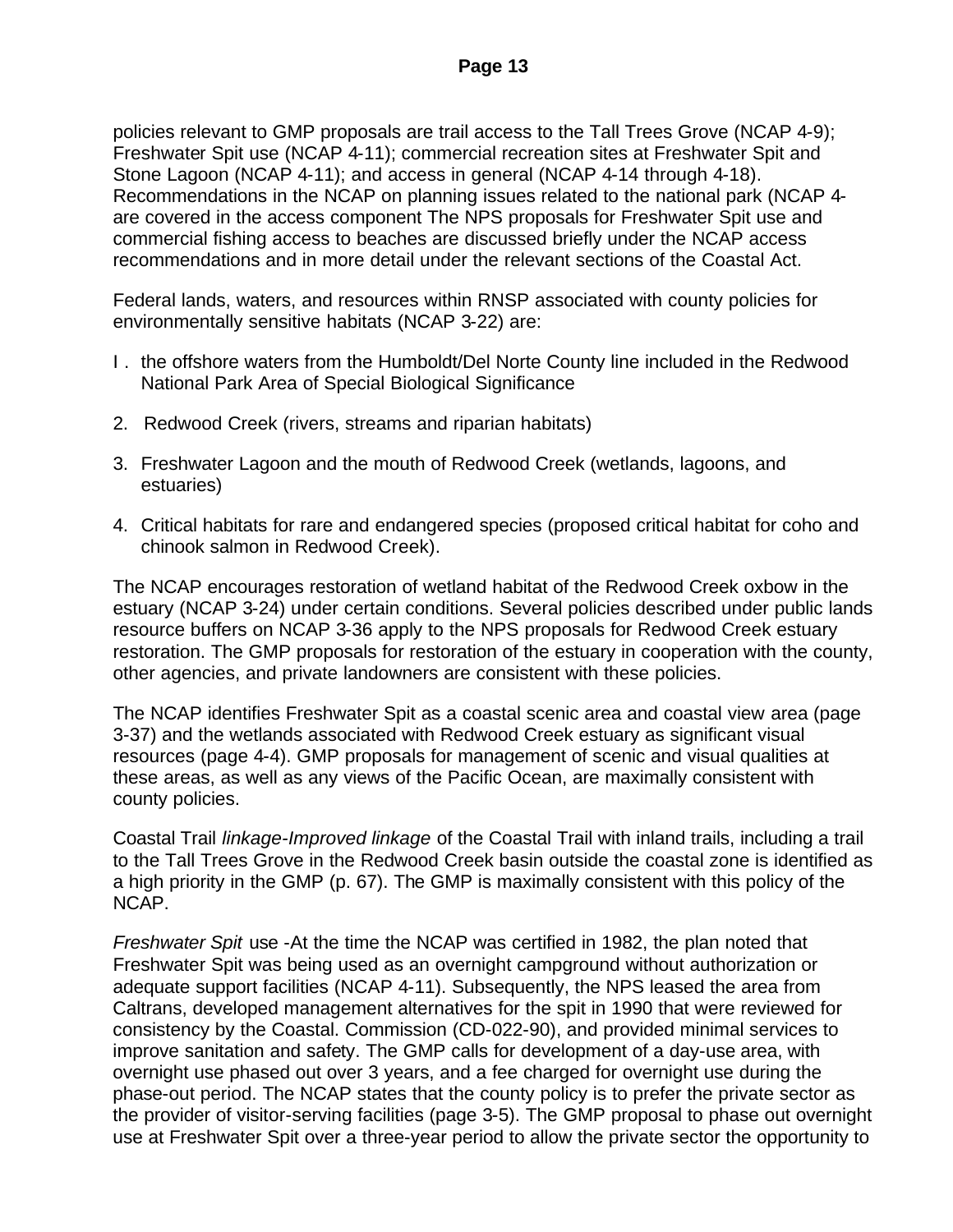policies relevant to GMP proposals are trail access to the Tall Trees Grove (NCAP 4-9); Freshwater Spit use (NCAP 4-11); commercial recreation sites at Freshwater Spit and Stone Lagoon (NCAP 4-11); and access in general (NCAP 4-14 through 4-18). Recommendations in the NCAP on planning issues related to the national park (NCAP 4- are covered in the access component The NPS proposals for Freshwater Spit use and commercial fishing access to beaches are discussed briefly under the NCAP access recommendations and in more detail under the relevant sections of the Coastal Act.

Federal lands, waters, and resources within RNSP associated with county policies for environmentally sensitive habitats (NCAP 3-22) are:

I . the offshore waters from the Humboldt/Del Norte County line included in the Redwood National Park Area of Special Biological Significance

2. Redwood Creek (rivers, streams and riparian habitats)

3. Freshwater Lagoon and the mouth of Redwood Creek (wetlands, lagoons, and estuaries)

4. Critical habitats for rare and endangered species (proposed critical habitat for coho and chinook salmon in Redwood Creek).

The NCAP encourages restoration of wetland habitat of the Redwood Creek oxbow in the estuary (NCAP 3-24) under certain conditions. Several policies described under public lands resource buffers on NCAP 3-36 apply to the NPS proposals for Redwood Creek estuary restoration. The GMP proposals for restoration of the estuary in cooperation with the county, other agencies, and private landowners are consistent with these policies.

The NCAP identifies Freshwater Spit as a coastal scenic area and coastal view area (page 3-37) and the wetlands associated with Redwood Creek estuary as significant visual resources (page 4-4). GMP proposals for management of scenic and visual qualities at these areas, as well as any views of the Pacific Ocean, are maximally consistent with county policies.

Coastal Trail *linkage-Improved linkage* of the Coastal Trail with inland trails, including a trail to the Tall Trees Grove in the Redwood Creek basin outside the coastal zone is identified as a high priority in the GMP (p. 67). The GMP is maximally consistent with this policy of the NCAP.

*Freshwater Spit* use -At the time the NCAP was certified in 1982, the plan noted that Freshwater Spit was being used as an overnight campground without authorization or adequate support facilities (NCAP 4-11). Subsequently, the NPS leased the area from Caltrans, developed management alternatives for the spit in 1990 that were reviewed for consistency by the Coastal. Commission (CD-022-90), and provided minimal services to improve sanitation and safety. The GMP calls for development of a day-use area, with overnight use phased out over 3 years, and a fee charged for overnight use during the phase-out period. The NCAP states that the county policy is to prefer the private sector as the provider of visitor-serving facilities (page 3-5). The GMP proposal to phase out overnight use at Freshwater Spit over a three-year period to allow the private sector the opportunity to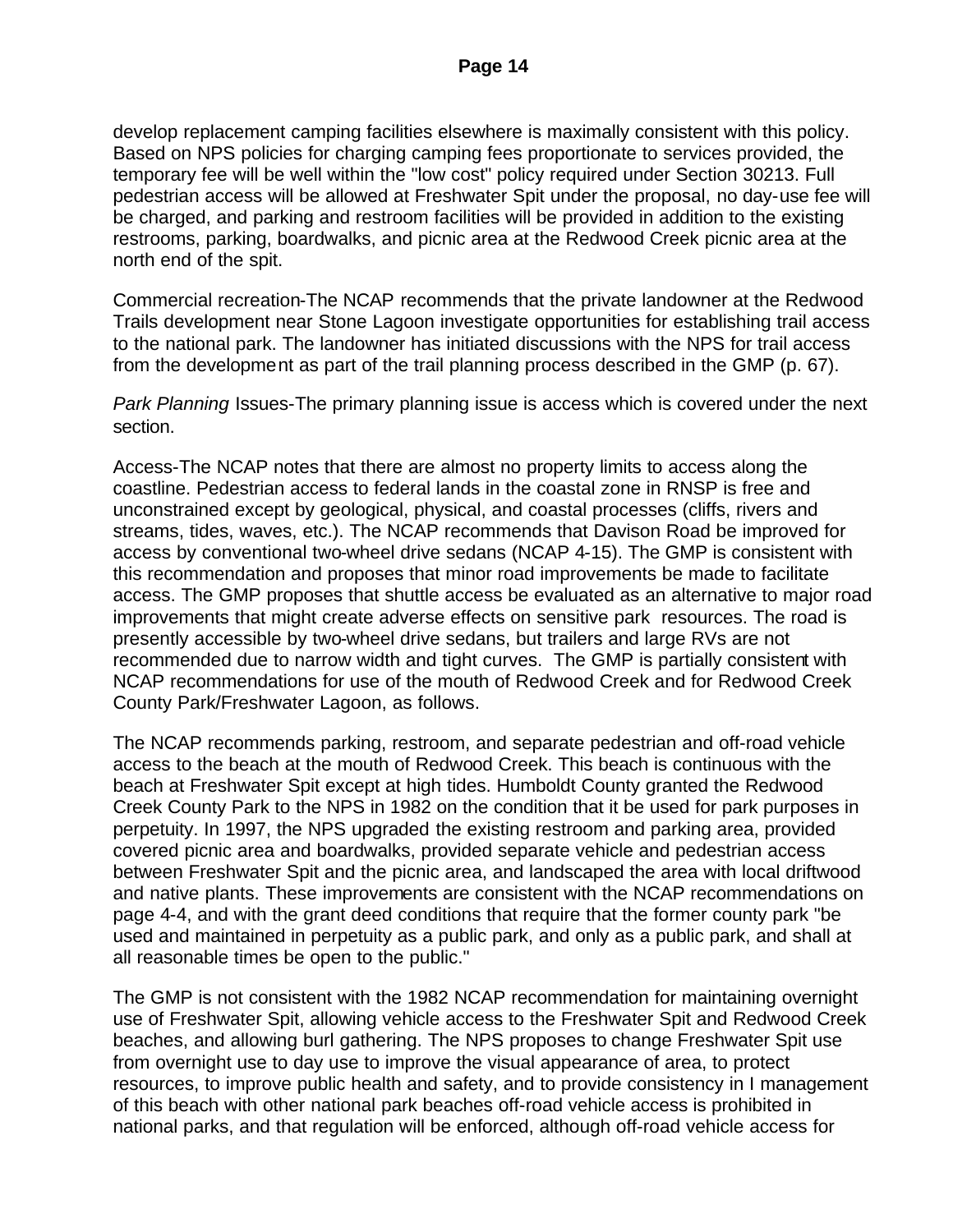develop replacement camping facilities elsewhere is maximally consistent with this policy. Based on NPS policies for charging camping fees proportionate to services provided, the temporary fee will be well within the "low cost" policy required under Section 30213. Full pedestrian access will be allowed at Freshwater Spit under the proposal, no day-use fee will be charged, and parking and restroom facilities will be provided in addition to the existing restrooms, parking, boardwalks, and picnic area at the Redwood Creek picnic area at the north end of the spit.

Commercial recreation-The NCAP recommends that the private landowner at the Redwood Trails development near Stone Lagoon investigate opportunities for establishing trail access to the national park. The landowner has initiated discussions with the NPS for trail access from the development as part of the trail planning process described in the GMP (p. 67).

*Park Planning* Issues-The primary planning issue is access which is covered under the next section.

Access-The NCAP notes that there are almost no property limits to access along the coastline. Pedestrian access to federal lands in the coastal zone in RNSP is free and unconstrained except by geological, physical, and coastal processes (cliffs, rivers and streams, tides, waves, etc.). The NCAP recommends that Davison Road be improved for access by conventional two-wheel drive sedans (NCAP 4-15). The GMP is consistent with this recommendation and proposes that minor road improvements be made to facilitate access. The GMP proposes that shuttle access be evaluated as an alternative to major road improvements that might create adverse effects on sensitive park resources. The road is presently accessible by two-wheel drive sedans, but trailers and large RVs are not recommended due to narrow width and tight curves. The GMP is partially consistent with NCAP recommendations for use of the mouth of Redwood Creek and for Redwood Creek County Park/Freshwater Lagoon, as follows.

The NCAP recommends parking, restroom, and separate pedestrian and off-road vehicle access to the beach at the mouth of Redwood Creek. This beach is continuous with the beach at Freshwater Spit except at high tides. Humboldt County granted the Redwood Creek County Park to the NPS in 1982 on the condition that it be used for park purposes in perpetuity. In 1997, the NPS upgraded the existing restroom and parking area, provided covered picnic area and boardwalks, provided separate vehicle and pedestrian access between Freshwater Spit and the picnic area, and landscaped the area with local driftwood and native plants. These improvements are consistent with the NCAP recommendations on page 4-4, and with the grant deed conditions that require that the former county park "be used and maintained in perpetuity as a public park, and only as a public park, and shall at all reasonable times be open to the public."

The GMP is not consistent with the 1982 NCAP recommendation for maintaining overnight use of Freshwater Spit, allowing vehicle access to the Freshwater Spit and Redwood Creek beaches, and allowing burl gathering. The NPS proposes to change Freshwater Spit use from overnight use to day use to improve the visual appearance of area, to protect resources, to improve public health and safety, and to provide consistency in I management of this beach with other national park beaches off-road vehicle access is prohibited in national parks, and that regulation will be enforced, although off-road vehicle access for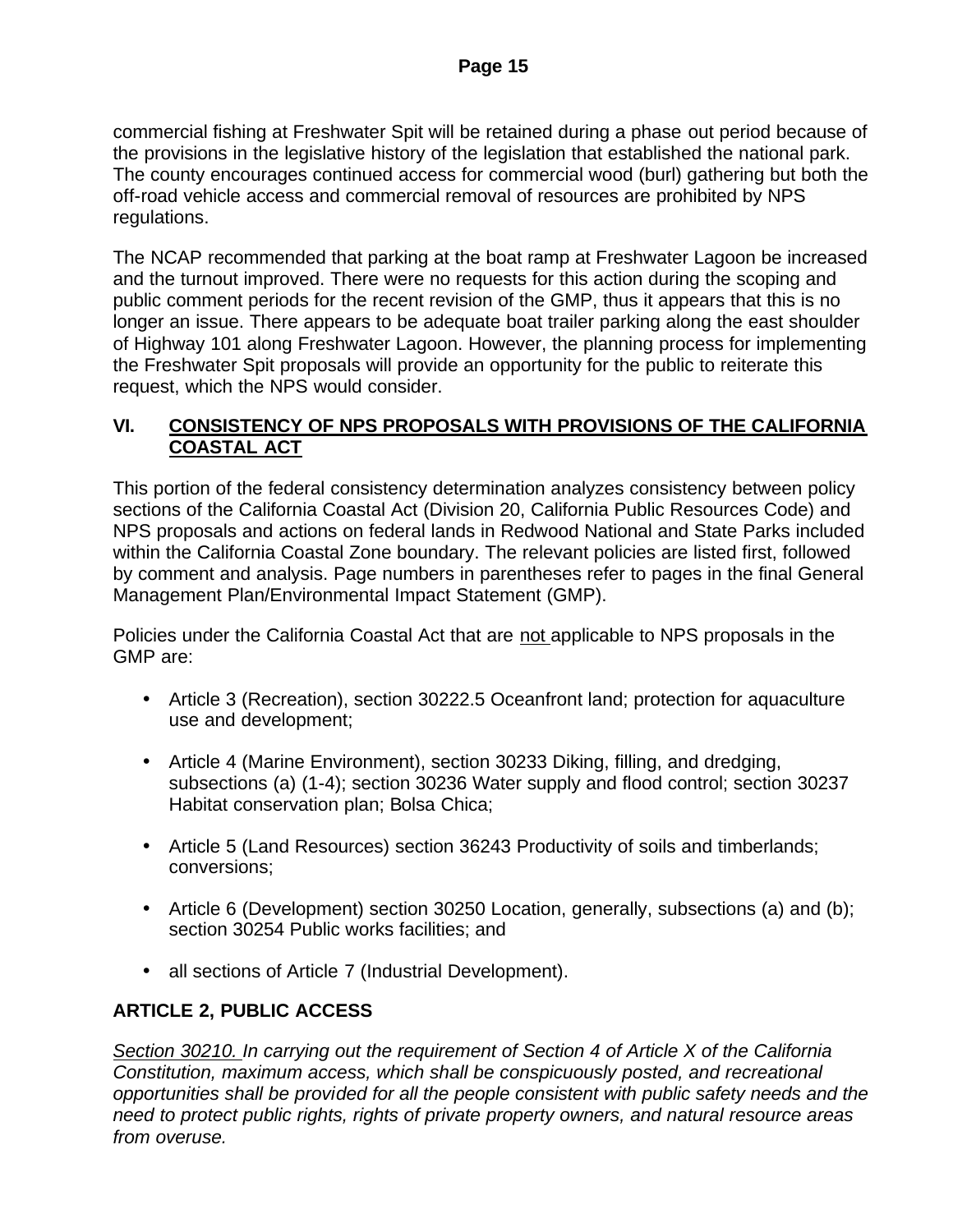commercial fishing at Freshwater Spit will be retained during a phase out period because of the provisions in the legislative history of the legislation that established the national park. The county encourages continued access for commercial wood (burl) gathering but both the off-road vehicle access and commercial removal of resources are prohibited by NPS regulations.

The NCAP recommended that parking at the boat ramp at Freshwater Lagoon be increased and the turnout improved. There were no requests for this action during the scoping and public comment periods for the recent revision of the GMP, thus it appears that this is no longer an issue. There appears to be adequate boat trailer parking along the east shoulder of Highway 101 along Freshwater Lagoon. However, the planning process for implementing the Freshwater Spit proposals will provide an opportunity for the public to reiterate this request, which the NPS would consider.

## VI. <u>CONSISTENCY OF NPS PROPOSALS WITH PROVISIONS OF THE CALIFORNIA COASTAL ACT</u>

This portion of the federal consistency determination analyzes consistency between policy sections of the California Coastal Act (Division 20, California Public Resources Code) and NPS proposals and actions on federal lands in Redwood National and State Parks included within the California Coastal Zone boundary. The relevant policies are listed first, followed by comment and analysis. Page numbers in parentheses refer to pages in the final General Management Plan/Environmental Impact Statement (GMP).

Policies under the California Coastal Act that are <u>not</u> applicable to NPS proposals in the GMP are:

- Article 3 (Recreation), section 30222.5 Oceanfront land; protection for aquaculture use and development;
- Article 4 (Marine Environment), section 30233 Diking, filling, and dredging, subsections (a) (1-4); section 30236 Water supply and flood control; section 30237 Habitat conservation plan; Bolsa Chica;
- Article 5 (Land Resources) section 36243 Productivity of soils and timberlands; conversions;
- Article 6 (Development) section 30250 Location, generally, subsections (a) and (b); section 30254 Public works facilities; and
- all sections of Article 7 (Industrial Development).

### ARTICLE 2, PUBLIC ACCESS

*<u>Section 30210.</u> In carrying out the requirement of Section 4 of Article X of the California Constitution, maximum access, which shall be conspicuously posted, and recreational opportunities shall be provided for all the people consistent with public safety needs and the need to protect public rights, rights of private property owners, and natural resource areas from overuse.*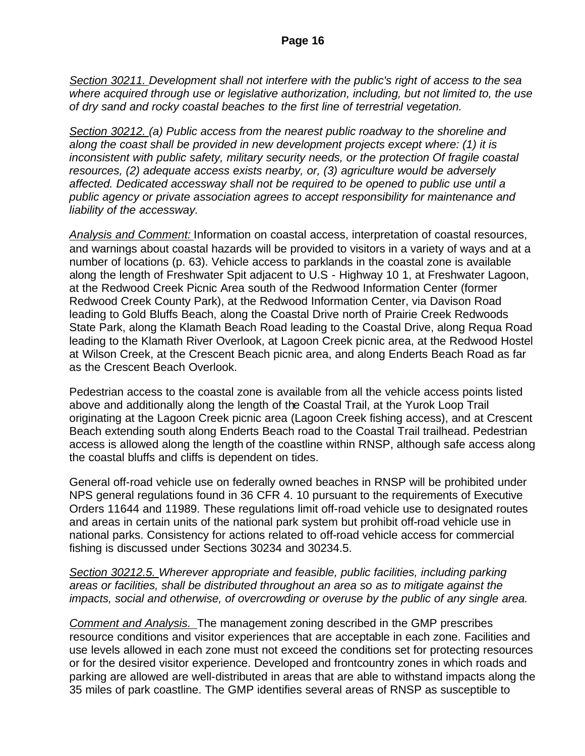*Section 30211. Development shall not interfere with the public's right of access to the sea where acquired through use or legislative authorization, including, but not limited to, the use of dry sand and rocky coastal beaches to the first line of terrestrial vegetation.*

*Section 30212. (a) Public access from the nearest public roadway to the shoreline and along the coast shall be provided in new development projects except where: (1) it is inconsistent with public safety, military security needs, or the protection Of fragile coastal resources, (2) adequate access exists nearby, or, (3) agriculture would be adversely affected. Dedicated accessway shall not be required to be opened to public use until a public agency or private association agrees to accept responsibility for maintenance and liability of the accessway.*

*Analysis and Comment:* Information on coastal access, interpretation of coastal resources, and warnings about coastal hazards will be provided to visitors in a variety of ways and at a number of locations (p. 63). Vehicle access to parklands in the coastal zone is available along the length of Freshwater Spit adjacent to U.S - Highway 10 1, at Freshwater Lagoon, at the Redwood Creek Picnic Area south of the Redwood Information Center (former Redwood Creek County Park), at the Redwood Information Center, via Davison Road leading to Gold Bluffs Beach, along the Coastal Drive north of Prairie Creek Redwoods State Park, along the Klamath Beach Road leading to the Coastal Drive, along Requa Road leading to the Klamath River Overlook, at Lagoon Creek picnic area, at the Redwood Hostel at Wilson Creek, at the Crescent Beach picnic area, and along Enderts Beach Road as far as the Crescent Beach Overlook.

Pedestrian access to the coastal zone is available from all the vehicle access points listed above and additionally along the length of the Coastal Trail, at the Yurok Loop Trail originating at the Lagoon Creek picnic area (Lagoon Creek fishing access), and at Crescent Beach extending south along Enderts Beach road to the Coastal Trail trailhead. Pedestrian access is allowed along the length of the coastline within RNSP, although safe access along the coastal bluffs and cliffs is dependent on tides.

General off-road vehicle use on federally owned beaches in RNSP will be prohibited under NPS general regulations found in 36 CFR 4. 10 pursuant to the requirements of Executive Orders 11644 and 11989. These regulations limit off-road vehicle use to designated routes and areas in certain units of the national park system but prohibit off-road vehicle use in national parks. Consistency for actions related to off-road vehicle access for commercial fishing is discussed under Sections 30234 and 30234.5.

*Section 30212.5. Wherever appropriate and feasible, public facilities, including parking areas or facilities, shall be distributed throughout an area so as to mitigate against the impacts, social and otherwise, of overcrowding or overuse by the public of any single area.*

*Comment and Analysis.* The management zoning described in the GMP prescribes resource conditions and visitor experiences that are acceptable in each zone. Facilities and use levels allowed in each zone must not exceed the conditions set for protecting resources or for the desired visitor experience. Developed and frontcountry zones in which roads and parking are allowed are well-distributed in areas that are able to withstand impacts along the 35 miles of park coastline. The GMP identifies several areas of RNSP as susceptible to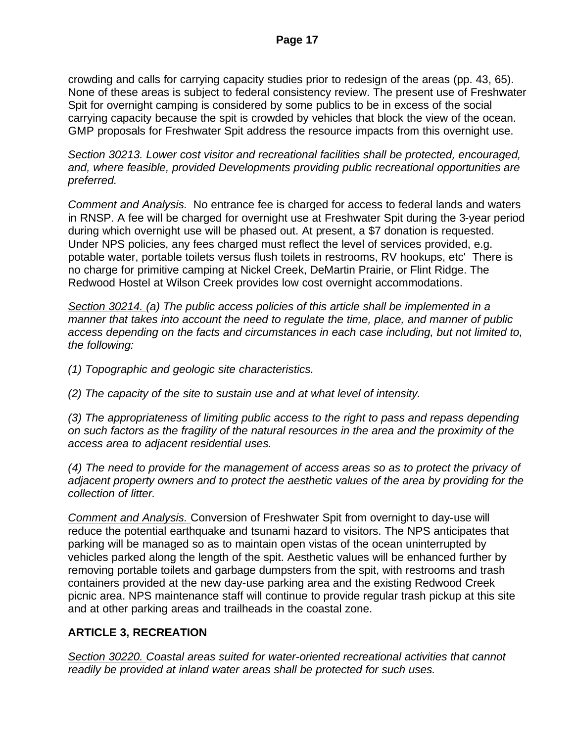crowding and calls for carrying capacity studies prior to redesign of the areas (pp. 43, 65). None of these areas is subject to federal consistency review. The present use of Freshwater Spit for overnight camping is considered by some publics to be in excess of the social carrying capacity because the spit is crowded by vehicles that block the view of the ocean. GMP proposals for Freshwater Spit address the resource impacts from this overnight use.

*<u>Section 30213.</u> Lower cost visitor and recreational facilities shall be protected, encouraged, and, where feasible, provided Developments providing public recreational opportunities are preferred.*

*<u>Comment and Analysis.</u>* No entrance fee is charged for access to federal lands and waters in RNSP. A fee will be charged for overnight use at Freshwater Spit during the 3-year period during which overnight use will be phased out. At present, a $7 donation is requested. Under NPS policies, any fees charged must reflect the level of services provided, e.g. potable water, portable toilets versus flush toilets in restrooms, RV hookups, etc' There is no charge for primitive camping at Nickel Creek, DeMartin Prairie, or Flint Ridge. The Redwood Hostel at Wilson Creek provides low cost overnight accommodations.

*<u>Section 30214.</u> (a) The public access policies of this article shall be implemented in a manner that takes into account the need to regulate the time, place, and manner of public access depending on the facts and circumstances in each case including, but not limited to, the following:*

*(1) Topographic and geologic site characteristics.*

*(2) The capacity of the site to sustain use and at what level of intensity.*

*(3) The appropriateness of limiting public access to the right to pass and repass depending on such factors as the fragility of the natural resources in the area and the proximity of the access area to adjacent residential uses.*

*(4) The need to provide for the management of access areas so as to protect the privacy of adjacent property owners and to protect the aesthetic values of the area by providing for the collection of litter.*

*<u>Comment and Analysis.</u>* Conversion of Freshwater Spit from overnight to day-use will reduce the potential earthquake and tsunami hazard to visitors. The NPS anticipates that parking will be managed so as to maintain open vistas of the ocean uninterrupted by vehicles parked along the length of the spit. Aesthetic values will be enhanced further by removing portable toilets and garbage dumpsters from the spit, with restrooms and trash containers provided at the new day-use parking area and the existing Redwood Creek picnic area. NPS maintenance staff will continue to provide regular trash pickup at this site and at other parking areas and trailheads in the coastal zone.

## ARTICLE 3, RECREATION

*<u>Section 30220.</u> Coastal areas suited for water-oriented recreational activities that cannot readily be provided at inland water areas shall be protected for such uses.*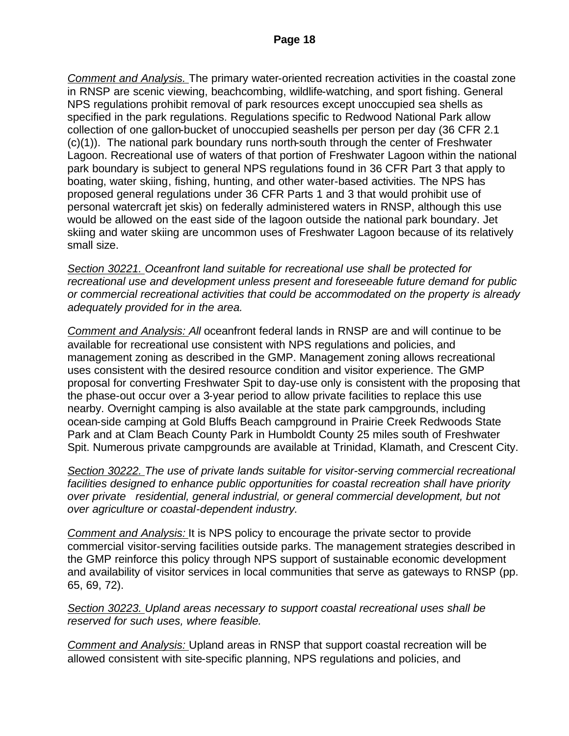*Comment and Analysis.* The primary water-oriented recreation activities in the coastal zone in RNSP are scenic viewing, beachcombing, wildlife-watching, and sport fishing. General NPS regulations prohibit removal of park resources except unoccupied sea shells as specified in the park regulations. Regulations specific to Redwood National Park allow collection of one gallon-bucket of unoccupied seashells per person per day (36 CFR 2.1 (c)(1)). The national park boundary runs north-south through the center of Freshwater Lagoon. Recreational use of waters of that portion of Freshwater Lagoon within the national park boundary is subject to general NPS regulations found in 36 CFR Part 3 that apply to boating, water skiing, fishing, hunting, and other water-based activities. The NPS has proposed general regulations under 36 CFR Parts 1 and 3 that would prohibit use of personal watercraft jet skis) on federally administered waters in RNSP, although this use would be allowed on the east side of the lagoon outside the national park boundary. Jet skiing and water skiing are uncommon uses of Freshwater Lagoon because of its relatively small size.

*Section 30221. Oceanfront land suitable for recreational use shall be protected for recreational use and development unless present and foreseeable future demand for public or commercial recreational activities that could be accommodated on the property is already adequately provided for in the area.*

*Comment and Analysis: All* oceanfront federal lands in RNSP are and will continue to be available for recreational use consistent with NPS regulations and policies, and management zoning as described in the GMP. Management zoning allows recreational uses consistent with the desired resource condition and visitor experience. The GMP proposal for converting Freshwater Spit to day-use only is consistent with the proposing that the phase-out occur over a 3-year period to allow private facilities to replace this use nearby. Overnight camping is also available at the state park campgrounds, including ocean-side camping at Gold Bluffs Beach campground in Prairie Creek Redwoods State Park and at Clam Beach County Park in Humboldt County 25 miles south of Freshwater Spit. Numerous private campgrounds are available at Trinidad, Klamath, and Crescent City.

*Section 30222. The use of private lands suitable for visitor-serving commercial recreational facilities designed to enhance public opportunities for coastal recreation shall have priority over private residential, general industrial, or general commercial development, but not over agriculture or coastal-dependent industry.*

*Comment and Analysis:* It is NPS policy to encourage the private sector to provide commercial visitor-serving facilities outside parks. The management strategies described in the GMP reinforce this policy through NPS support of sustainable economic development and availability of visitor services in local communities that serve as gateways to RNSP (pp. 65, 69, 72).

*Section 30223. Upland areas necessary to support coastal recreational uses shall be reserved for such uses, where feasible.*

*Comment and Analysis:* Upland areas in RNSP that support coastal recreation will be allowed consistent with site-specific planning, NPS regulations and policies, and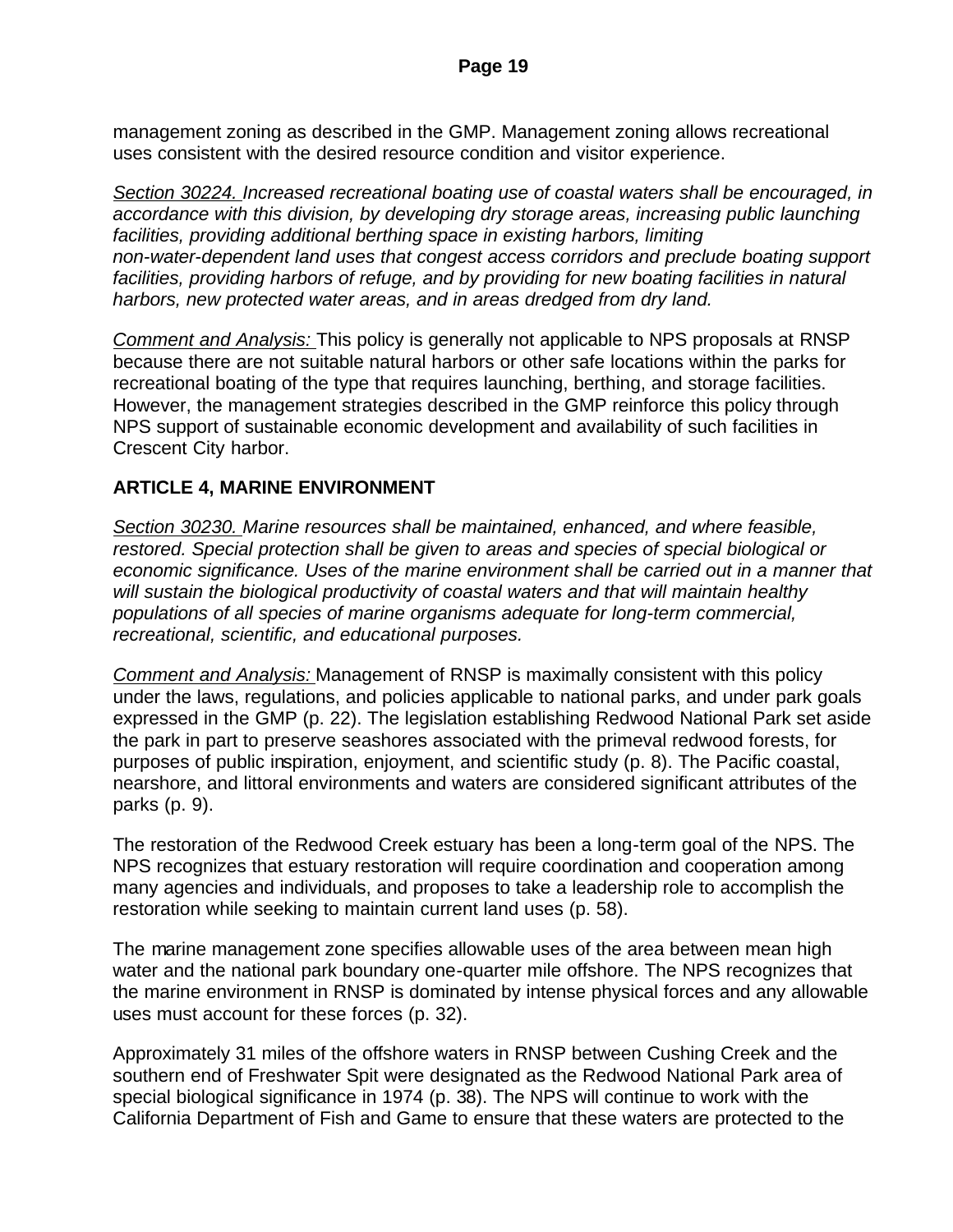management zoning as described in the GMP. Management zoning allows recreational uses consistent with the desired resource condition and visitor experience.

*Section 30224. Increased recreational boating use of coastal waters shall be encouraged, in accordance with this division, by developing dry storage areas, increasing public launching facilities, providing additional berthing space in existing harbors, limiting non-water-dependent land uses that congest access corridors and preclude boating support facilities, providing harbors of refuge, and by providing for new boating facilities in natural harbors, new protected water areas, and in areas dredged from dry land.*

*Comment and Analysis:* This policy is generally not applicable to NPS proposals at RNSP because there are not suitable natural harbors or other safe locations within the parks for recreational boating of the type that requires launching, berthing, and storage facilities. However, the management strategies described in the GMP reinforce this policy through NPS support of sustainable economic development and availability of such facilities in Crescent City harbor.

## ARTICLE 4, MARINE ENVIRONMENT

*Section 30230. Marine resources shall be maintained, enhanced, and where feasible, restored. Special protection shall be given to areas and species of special biological or economic significance. Uses of the marine environment shall be carried out in a manner that will sustain the biological productivity of coastal waters and that will maintain healthy populations of all species of marine organisms adequate for long-term commercial, recreational, scientific, and educational purposes.*

*Comment and Analysis:* Management of RNSP is maximally consistent with this policy under the laws, regulations, and policies applicable to national parks, and under park goals expressed in the GMP (p. 22). The legislation establishing Redwood National Park set aside the park in part to preserve seashores associated with the primeval redwood forests, for purposes of public inspiration, enjoyment, and scientific study (p. 8). The Pacific coastal, nearshore, and littoral environments and waters are considered significant attributes of the parks (p. 9).

The restoration of the Redwood Creek estuary has been a long-term goal of the NPS. The NPS recognizes that estuary restoration will require coordination and cooperation among many agencies and individuals, and proposes to take a leadership role to accomplish the restoration while seeking to maintain current land uses (p. 58).

The marine management zone specifies allowable uses of the area between mean high water and the national park boundary one-quarter mile offshore. The NPS recognizes that the marine environment in RNSP is dominated by intense physical forces and any allowable uses must account for these forces (p. 32).

Approximately 31 miles of the offshore waters in RNSP between Cushing Creek and the southern end of Freshwater Spit were designated as the Redwood National Park area of special biological significance in 1974 (p. 38). The NPS will continue to work with the California Department of Fish and Game to ensure that these waters are protected to the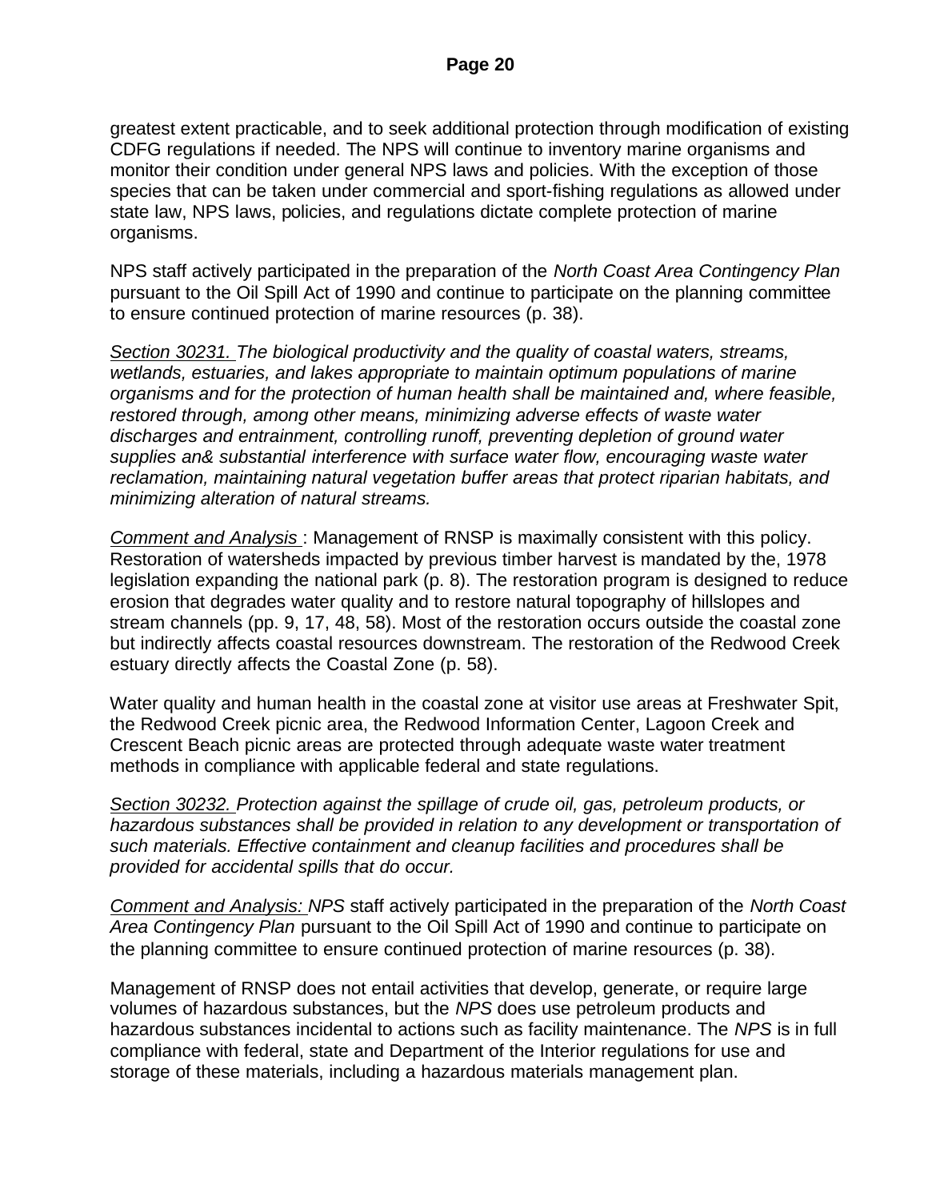greatest extent practicable, and to seek additional protection through modification of existing CDFG regulations if needed. The NPS will continue to inventory marine organisms and monitor their condition under general NPS laws and policies. With the exception of those species that can be taken under commercial and sport-fishing regulations as allowed under state law, NPS laws, policies, and regulations dictate complete protection of marine organisms.

NPS staff actively participated in the preparation of the *North Coast Area Contingency Plan* pursuant to the Oil Spill Act of 1990 and continue to participate on the planning committee to ensure continued protection of marine resources (p. 38).

*Section 30231. The biological productivity and the quality of coastal waters, streams, wetlands, estuaries, and lakes appropriate to maintain optimum populations of marine organisms and for the protection of human health shall be maintained and, where feasible, restored through, among other means, minimizing adverse effects of waste water discharges and entrainment, controlling runoff, preventing depletion of ground water supplies an& substantial interference with surface water flow, encouraging waste water reclamation, maintaining natural vegetation buffer areas that protect riparian habitats, and minimizing alteration of natural streams.*

*Comment and Analysis* : Management of RNSP is maximally consistent with this policy. Restoration of watersheds impacted by previous timber harvest is mandated by the, 1978 legislation expanding the national park (p. 8). The restoration program is designed to reduce erosion that degrades water quality and to restore natural topography of hillslopes and stream channels (pp. 9, 17, 48, 58). Most of the restoration occurs outside the coastal zone but indirectly affects coastal resources downstream. The restoration of the Redwood Creek estuary directly affects the Coastal Zone (p. 58).

Water quality and human health in the coastal zone at visitor use areas at Freshwater Spit, the Redwood Creek picnic area, the Redwood Information Center, Lagoon Creek and Crescent Beach picnic areas are protected through adequate waste water treatment methods in compliance with applicable federal and state regulations.

*Section 30232. Protection against the spillage of crude oil, gas, petroleum products, or hazardous substances shall be provided in relation to any development or transportation of such materials. Effective containment and cleanup facilities and procedures shall be provided for accidental spills that do occur.*

*Comment and Analysis: NPS* staff actively participated in the preparation of the *North Coast Area Contingency Plan* pursuant to the Oil Spill Act of 1990 and continue to participate on the planning committee to ensure continued protection of marine resources (p. 38).

Management of RNSP does not entail activities that develop, generate, or require large volumes of hazardous substances, but the *NPS* does use petroleum products and hazardous substances incidental to actions such as facility maintenance. The *NPS* is in full compliance with federal, state and Department of the Interior regulations for use and storage of these materials, including a hazardous materials management plan.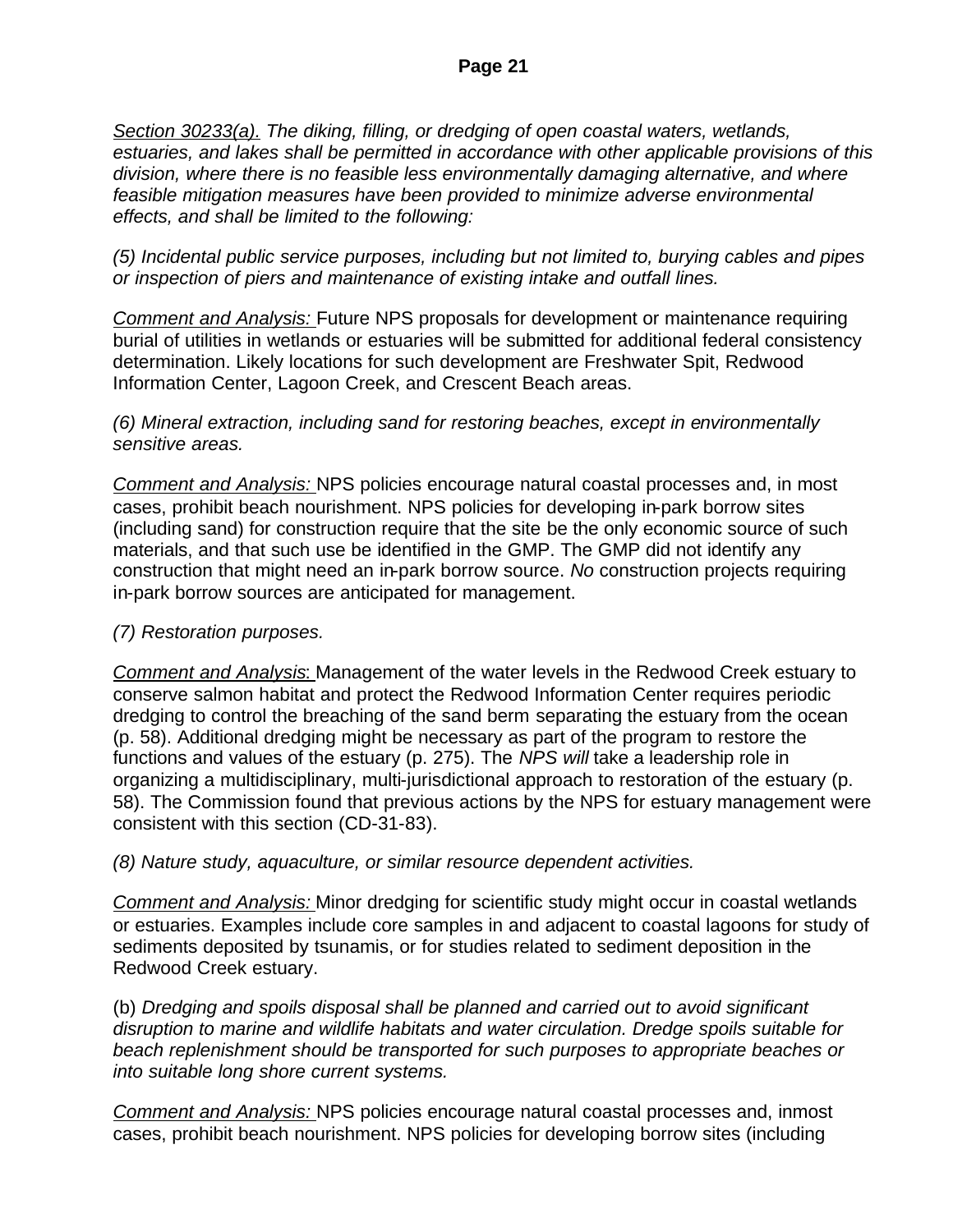_Section 30233(a)._ *The diking, filling, or dredging of open coastal waters, wetlands, estuaries, and lakes shall be permitted in accordance with other applicable provisions of this division, where there is no feasible less environmentally damaging alternative, and where feasible mitigation measures have been provided to minimize adverse environmental effects, and shall be limited to the following:*

*(5) Incidental public service purposes, including but not limited to, burying cables and pipes or inspection of piers and maintenance of existing intake and outfall lines.*

_Comment and Analysis:_ Future NPS proposals for development or maintenance requiring burial of utilities in wetlands or estuaries will be submitted for additional federal consistency determination. Likely locations for such development are Freshwater Spit, Redwood Information Center, Lagoon Creek, and Crescent Beach areas.

*(6) Mineral extraction, including sand for restoring beaches, except in environmentally sensitive areas.*

_Comment and Analysis:_ NPS policies encourage natural coastal processes and, in most cases, prohibit beach nourishment. NPS policies for developing in-park borrow sites (including sand) for construction require that the site be the only economic source of such materials, and that such use be identified in the GMP. The GMP did not identify any construction that might need an in-park borrow source. *No* construction projects requiring in-park borrow sources are anticipated for management.

*(7) Restoration purposes.*

_Comment and Analysis_: Management of the water levels in the Redwood Creek estuary to conserve salmon habitat and protect the Redwood Information Center requires periodic dredging to control the breaching of the sand berm separating the estuary from the ocean (p. 58). Additional dredging might be necessary as part of the program to restore the functions and values of the estuary (p. 275). The *NPS will* take a leadership role in organizing a multidisciplinary, multi-jurisdictional approach to restoration of the estuary (p. 58). The Commission found that previous actions by the NPS for estuary management were consistent with this section (CD-31-83).

*(8) Nature study, aquaculture, or similar resource dependent activities.*

_Comment and Analysis:_ Minor dredging for scientific study might occur in coastal wetlands or estuaries. Examples include core samples in and adjacent to coastal lagoons for study of sediments deposited by tsunamis, or for studies related to sediment deposition in the Redwood Creek estuary.

(b) *Dredging and spoils disposal shall be planned and carried out to avoid significant disruption to marine and wildlife habitats and water circulation. Dredge spoils suitable for beach replenishment should be transported for such purposes to appropriate beaches or into suitable long shore current systems.*

_Comment and Analysis:_ NPS policies encourage natural coastal processes and, inmost cases, prohibit beach nourishment. NPS policies for developing borrow sites (including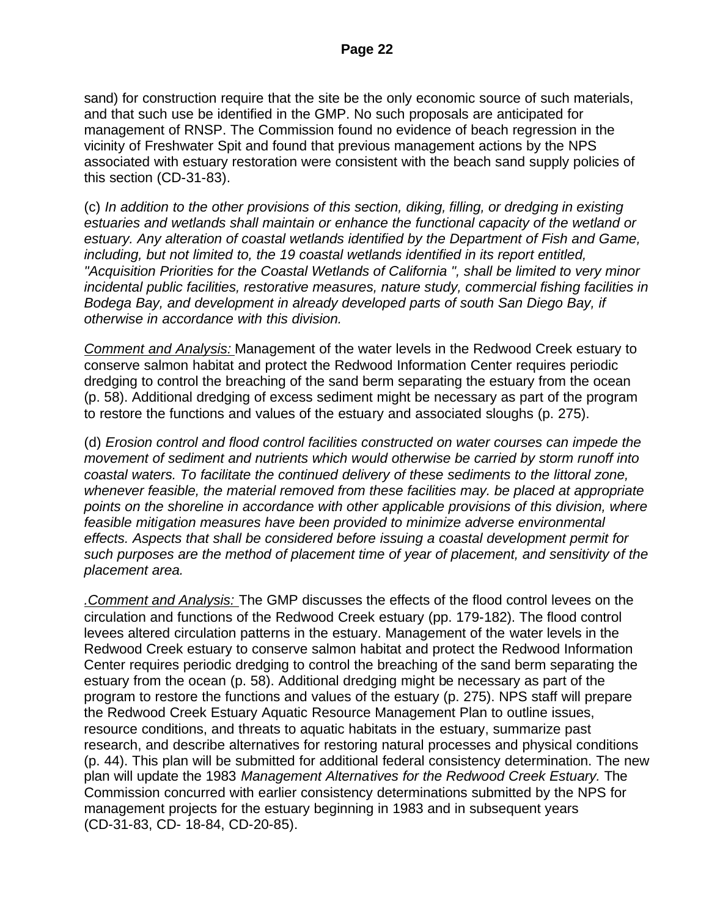sand) for construction require that the site be the only economic source of such materials, and that such use be identified in the GMP. No such proposals are anticipated for management of RNSP. The Commission found no evidence of beach regression in the vicinity of Freshwater Spit and found that previous management actions by the NPS associated with estuary restoration were consistent with the beach sand supply policies of this section (CD-31-83).

(c) *In addition to the other provisions of this section, diking, filling, or dredging in existing estuaries and wetlands shall maintain or enhance the functional capacity of the wetland or estuary. Any alteration of coastal wetlands identified by the Department of Fish and Game, including, but not limited to, the 19 coastal wetlands identified in its report entitled, "Acquisition Priorities for the Coastal Wetlands of California ", shall be limited to very minor incidental public facilities, restorative measures, nature study, commercial fishing facilities in Bodega Bay, and development in already developed parts of south San Diego Bay, if otherwise in accordance with this division.*

*Comment and Analysis:* Management of the water levels in the Redwood Creek estuary to conserve salmon habitat and protect the Redwood Information Center requires periodic dredging to control the breaching of the sand berm separating the estuary from the ocean (p. 58). Additional dredging of excess sediment might be necessary as part of the program to restore the functions and values of the estuary and associated sloughs (p. 275).

(d) *Erosion control and flood control facilities constructed on water courses can impede the movement of sediment and nutrients which would otherwise be carried by storm runoff into coastal waters. To facilitate the continued delivery of these sediments to the littoral zone, whenever feasible, the material removed from these facilities may. be placed at appropriate points on the shoreline in accordance with other applicable provisions of this division, where feasible mitigation measures have been provided to minimize adverse environmental effects. Aspects that shall be considered before issuing a coastal development permit for such purposes are the method of placement time of year of placement, and sensitivity of the placement area.*

.*Comment and Analysis:* The GMP discusses the effects of the flood control levees on the circulation and functions of the Redwood Creek estuary (pp. 179-182). The flood control levees altered circulation patterns in the estuary. Management of the water levels in the Redwood Creek estuary to conserve salmon habitat and protect the Redwood Information Center requires periodic dredging to control the breaching of the sand berm separating the estuary from the ocean (p. 58). Additional dredging might be necessary as part of the program to restore the functions and values of the estuary (p. 275). NPS staff will prepare the Redwood Creek Estuary Aquatic Resource Management Plan to outline issues, resource conditions, and threats to aquatic habitats in the estuary, summarize past research, and describe alternatives for restoring natural processes and physical conditions (p. 44). This plan will be submitted for additional federal consistency determination. The new plan will update the 1983 *Management Alternatives for the Redwood Creek Estuary.* The Commission concurred with earlier consistency determinations submitted by the NPS for management projects for the estuary beginning in 1983 and in subsequent years (CD-31-83, CD- 18-84, CD-20-85).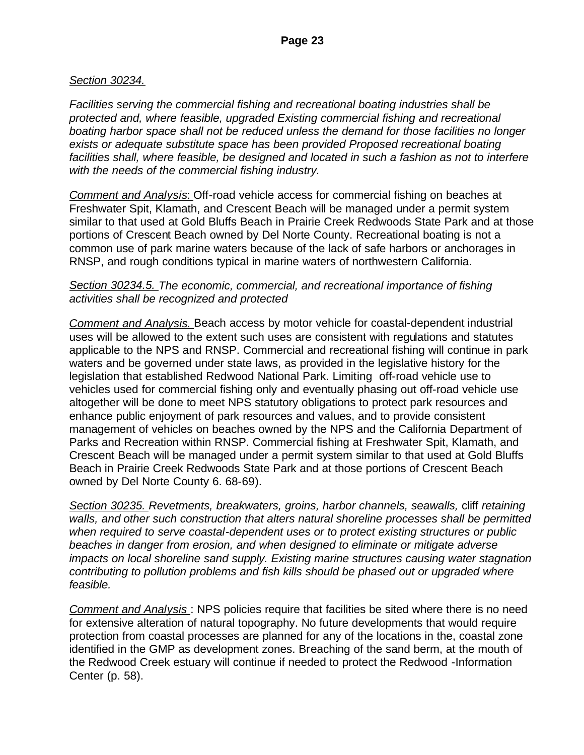*Section 30234.*

*Facilities serving the commercial fishing and recreational boating industries shall be protected and, where feasible, upgraded Existing commercial fishing and recreational boating harbor space shall not be reduced unless the demand for those facilities no longer exists or adequate substitute space has been provided Proposed recreational boating facilities shall, where feasible, be designed and located in such a fashion as not to interfere with the needs of the commercial fishing industry.*

*Comment and Analysis*: Off-road vehicle access for commercial fishing on beaches at Freshwater Spit, Klamath, and Crescent Beach will be managed under a permit system similar to that used at Gold Bluffs Beach in Prairie Creek Redwoods State Park and at those portions of Crescent Beach owned by Del Norte County. Recreational boating is not a common use of park marine waters because of the lack of safe harbors or anchorages in RNSP, and rough conditions typical in marine waters of northwestern California.

*Section 30234.5. The economic, commercial, and recreational importance of fishing activities shall be recognized and protected*

*Comment and Analysis.* Beach access by motor vehicle for coastal-dependent industrial uses will be allowed to the extent such uses are consistent with regulations and statutes applicable to the NPS and RNSP. Commercial and recreational fishing will continue in park waters and be governed under state laws, as provided in the legislative history for the legislation that established Redwood National Park. Limiting off-road vehicle use to vehicles used for commercial fishing only and eventually phasing out off-road vehicle use altogether will be done to meet NPS statutory obligations to protect park resources and enhance public enjoyment of park resources and values, and to provide consistent management of vehicles on beaches owned by the NPS and the California Department of Parks and Recreation within RNSP. Commercial fishing at Freshwater Spit, Klamath, and Crescent Beach will be managed under a permit system similar to that used at Gold Bluffs Beach in Prairie Creek Redwoods State Park and at those portions of Crescent Beach owned by Del Norte County 6. 68-69).

*Section 30235. Revetments, breakwaters, groins, harbor channels, seawalls,* cliff *retaining walls, and other such construction that alters natural shoreline processes shall be permitted when required to serve coastal-dependent uses or to protect existing structures or public beaches in danger from erosion, and when designed to eliminate or mitigate adverse impacts on local shoreline sand supply. Existing marine structures causing water stagnation contributing to pollution problems and fish kills should be phased out or upgraded where feasible.*

*Comment and Analysis* : NPS policies require that facilities be sited where there is no need for extensive alteration of natural topography. No future developments that would require protection from coastal processes are planned for any of the locations in the, coastal zone identified in the GMP as development zones. Breaching of the sand berm, at the mouth of the Redwood Creek estuary will continue if needed to protect the Redwood -Information Center (p. 58).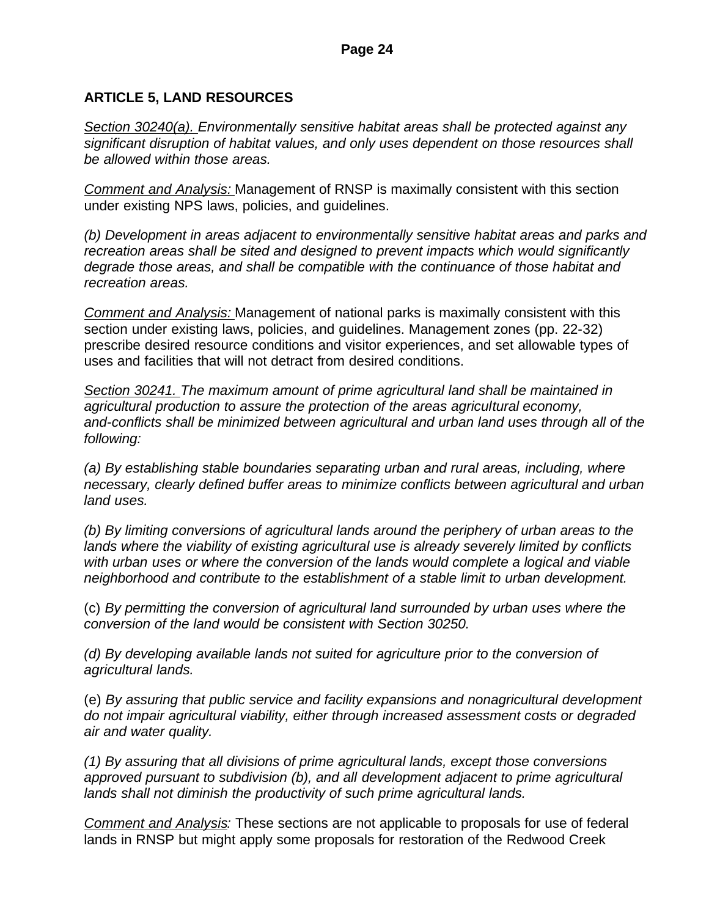## ARTICLE 5, LAND RESOURCES

_Section 30240(a)._ *Environmentally sensitive habitat areas shall be protected against any significant disruption of habitat values, and only uses dependent on those resources shall be allowed within those areas.*

_Comment and Analysis:_ Management of RNSP is maximally consistent with this section under existing NPS laws, policies, and guidelines.

*(b) Development in areas adjacent to environmentally sensitive habitat areas and parks and recreation areas shall be sited and designed to prevent impacts which would significantly degrade those areas, and shall be compatible with the continuance of those habitat and recreation areas.*

_Comment and Analysis:_ Management of national parks is maximally consistent with this section under existing laws, policies, and guidelines. Management zones (pp. 22-32) prescribe desired resource conditions and visitor experiences, and set allowable types of uses and facilities that will not detract from desired conditions.

_Section 30241._ *The maximum amount of prime agricultural land shall be maintained in agricultural production to assure the protection of the areas agricultural economy, and-conflicts shall be minimized between agricultural and urban land uses through all of the following:*

*(a) By establishing stable boundaries separating urban and rural areas, including, where necessary, clearly defined buffer areas to minimize conflicts between agricultural and urban land uses.*

*(b) By limiting conversions of agricultural lands around the periphery of urban areas to the lands where the viability of existing agricultural use is already severely limited by conflicts with urban uses or where the conversion of the lands would complete a logical and viable neighborhood and contribute to the establishment of a stable limit to urban development.*

(c) *By permitting the conversion of agricultural land surrounded by urban uses where the conversion of the land would be consistent with Section 30250.*

*(d) By developing available lands not suited for agriculture prior to the conversion of agricultural lands.*

(e) *By assuring that public service and facility expansions and nonagricultural development do not impair agricultural viability, either through increased assessment costs or degraded air and water quality.*

*(1) By assuring that all divisions of prime agricultural lands, except those conversions approved pursuant to subdivision (b), and all development adjacent to prime agricultural lands shall not diminish the productivity of such prime agricultural lands.*

_Comment and Analysis:_ These sections are not applicable to proposals for use of federal lands in RNSP but might apply some proposals for restoration of the Redwood Creek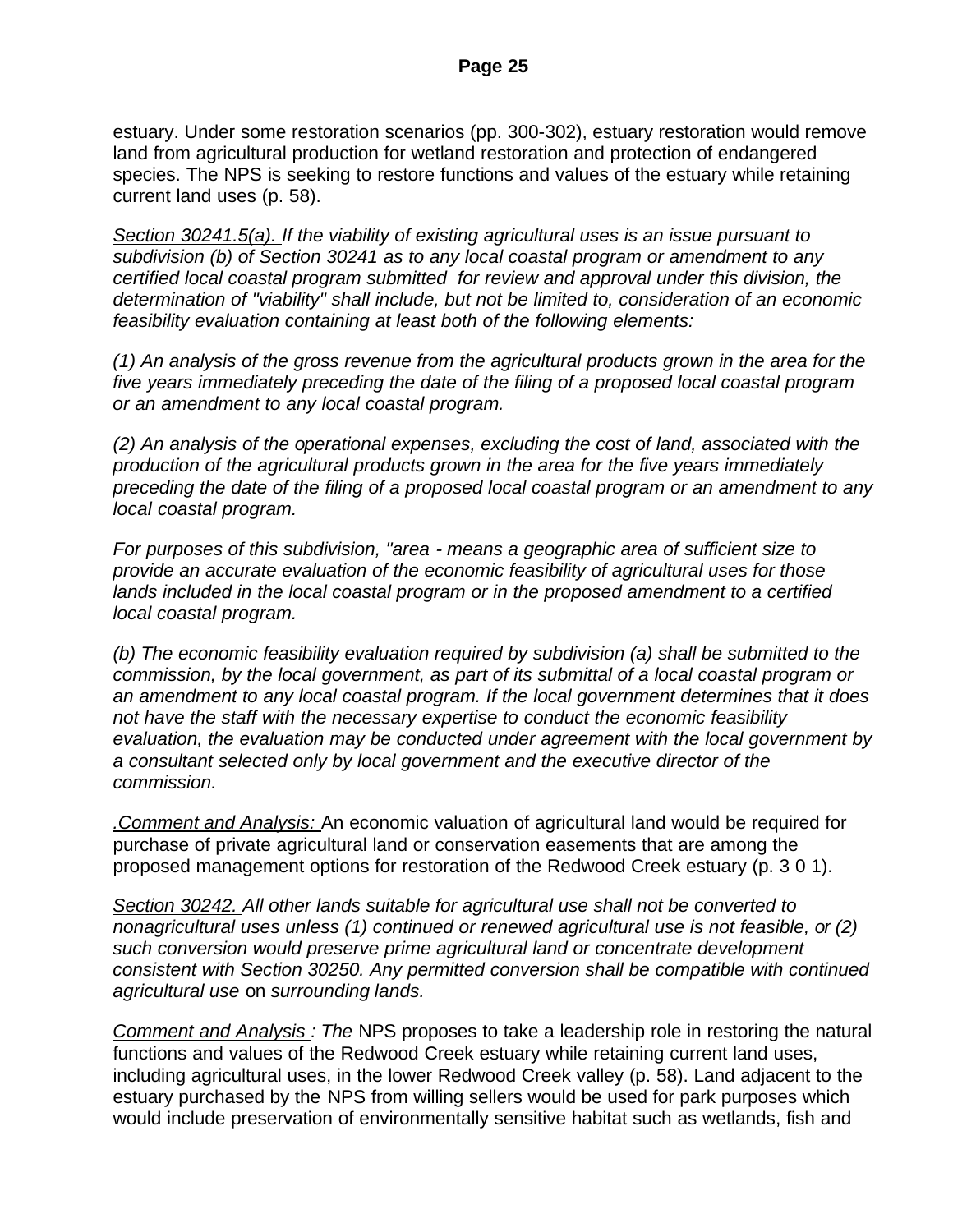estuary. Under some restoration scenarios (pp. 300-302), estuary restoration would remove land from agricultural production for wetland restoration and protection of endangered species. The NPS is seeking to restore functions and values of the estuary while retaining current land uses (p. 58).

<u>Section 30241.5(a).</u> *If the viability of existing agricultural uses is an issue pursuant to subdivision (b) of Section 30241 as to any local coastal program or amendment to any certified local coastal program submitted for review and approval under this division, the determination of "viability" shall include, but not be limited to, consideration of an economic feasibility evaluation containing at least both of the following elements:*

*(1) An analysis of the gross revenue from the agricultural products grown in the area for the five years immediately preceding the date of the filing of a proposed local coastal program or an amendment to any local coastal program.*

*(2) An analysis of the operational expenses, excluding the cost of land, associated with the production of the agricultural products grown in the area for the five years immediately preceding the date of the filing of a proposed local coastal program or an amendment to any local coastal program.*

*For purposes of this subdivision, "area - means a geographic area of sufficient size to provide an accurate evaluation of the economic feasibility of agricultural uses for those lands included in the local coastal program or in the proposed amendment to a certified local coastal program.*

*(b) The economic feasibility evaluation required by subdivision (a) shall be submitted to the commission, by the local government, as part of its submittal of a local coastal program or an amendment to any local coastal program. If the local government determines that it does not have the staff with the necessary expertise to conduct the economic feasibility evaluation, the evaluation may be conducted under agreement with the local government by a consultant selected only by local government and the executive director of the commission.*

.*<u>Comment and Analysis:</u>* An economic valuation of agricultural land would be required for purchase of private agricultural land or conservation easements that are among the proposed management options for restoration of the Redwood Creek estuary (p. 3 0 1).

<u>Section 30242.</u> *All other lands suitable for agricultural use shall not be converted to nonagricultural uses unless (1) continued or renewed agricultural use is not feasible, or (2) such conversion would preserve prime agricultural land or concentrate development consistent with Section 30250. Any permitted conversion shall be compatible with continued agricultural use* on *surrounding lands.*

*<u>Comment and Analysis</u> : The* NPS proposes to take a leadership role in restoring the natural functions and values of the Redwood Creek estuary while retaining current land uses, including agricultural uses, in the lower Redwood Creek valley (p. 58). Land adjacent to the estuary purchased by the NPS from willing sellers would be used for park purposes which would include preservation of environmentally sensitive habitat such as wetlands, fish and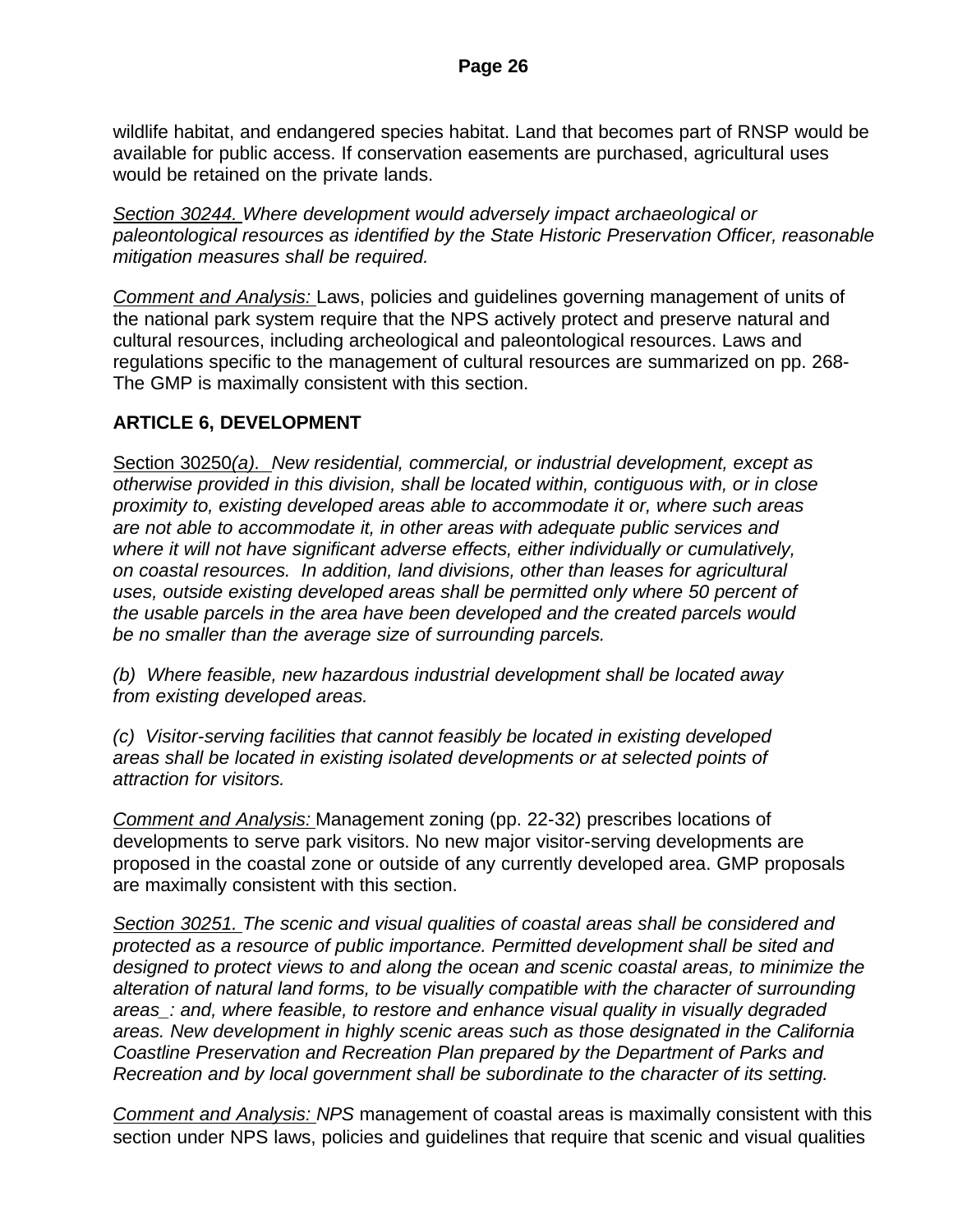wildlife habitat, and endangered species habitat. Land that becomes part of RNSP would be available for public access. If conservation easements are purchased, agricultural uses would be retained on the private lands.

*Section 30244. Where development would adversely impact archaeological or paleontological resources as identified by the State Historic Preservation Officer, reasonable mitigation measures shall be required.*

*Comment and Analysis:* Laws, policies and guidelines governing management of units of the national park system require that the NPS actively protect and preserve natural and cultural resources, including archeological and paleontological resources. Laws and regulations specific to the management of cultural resources are summarized on pp. 268- The GMP is maximally consistent with this section.

**ARTICLE 6, DEVELOPMENT**

Section 30250*(a). New residential, commercial, or industrial development, except as otherwise provided in this division, shall be located within, contiguous with, or in close proximity to, existing developed areas able to accommodate it or, where such areas are not able to accommodate it, in other areas with adequate public services and where it will not have significant adverse effects, either individually or cumulatively, on coastal resources. In addition, land divisions, other than leases for agricultural uses, outside existing developed areas shall be permitted only where 50 percent of the usable parcels in the area have been developed and the created parcels would be no smaller than the average size of surrounding parcels.*

*(b) Where feasible, new hazardous industrial development shall be located away from existing developed areas.*

*(c) Visitor-serving facilities that cannot feasibly be located in existing developed areas shall be located in existing isolated developments or at selected points of attraction for visitors.*

*Comment and Analysis:* Management zoning (pp. 22-32) prescribes locations of developments to serve park visitors. No new major visitor-serving developments are proposed in the coastal zone or outside of any currently developed area. GMP proposals are maximally consistent with this section.

*Section 30251. The scenic and visual qualities of coastal areas shall be considered and protected as a resource of public importance. Permitted development shall be sited and designed to protect views to and along the ocean and scenic coastal areas, to minimize the alteration of natural land forms, to be visually compatible with the character of surrounding areas_: and, where feasible, to restore and enhance visual quality in visually degraded areas. New development in highly scenic areas such as those designated in the California Coastline Preservation and Recreation Plan prepared by the Department of Parks and Recreation and by local government shall be subordinate to the character of its setting.*

*Comment and Analysis: NPS* management of coastal areas is maximally consistent with this section under NPS laws, policies and guidelines that require that scenic and visual qualities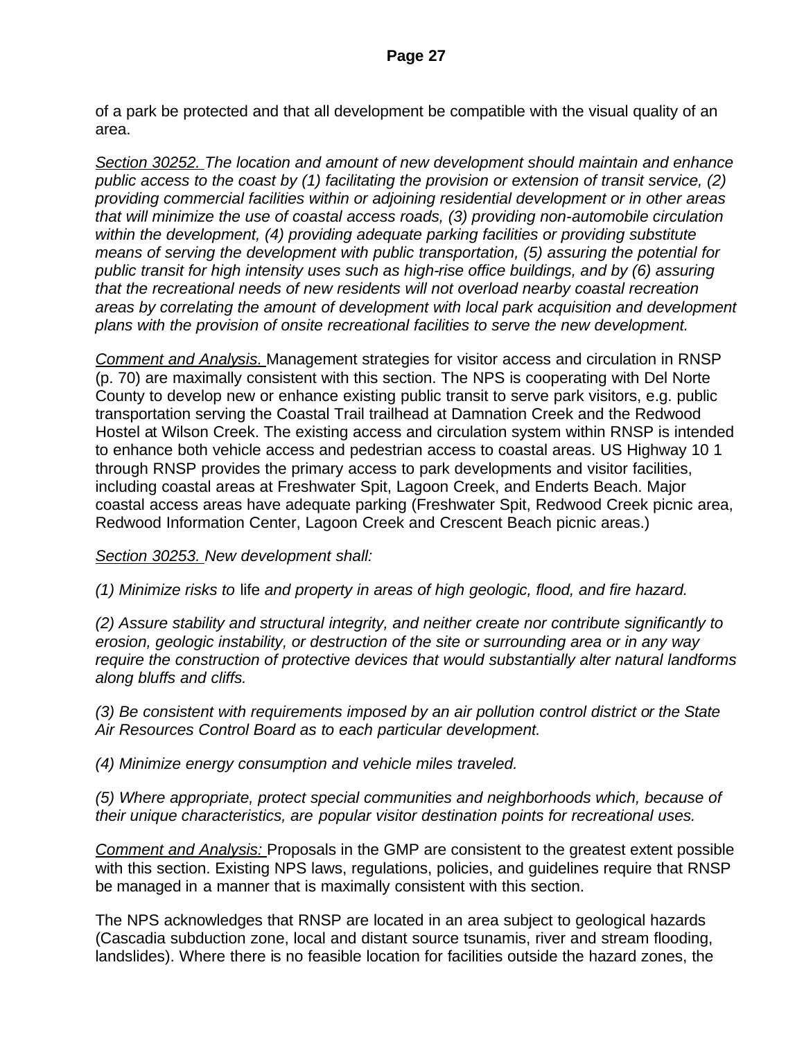of a park be protected and that all development be compatible with the visual quality of an area.

*<u>Section 30252.</u> The location and amount of new development should maintain and enhance public access to the coast by (1) facilitating the provision or extension of transit service, (2) providing commercial facilities within or adjoining residential development or in other areas that will minimize the use of coastal access roads, (3) providing non-automobile circulation within the development, (4) providing adequate parking facilities or providing substitute means of serving the development with public transportation, (5) assuring the potential for public transit for high intensity uses such as high-rise office buildings, and by (6) assuring that the recreational needs of new residents will not overload nearby coastal recreation areas by correlating the amount of development with local park acquisition and development plans with the provision of onsite recreational facilities to serve the new development.*

*<u>Comment and Analysis.</u>* Management strategies for visitor access and circulation in RNSP (p. 70) are maximally consistent with this section. The NPS is cooperating with Del Norte County to develop new or enhance existing public transit to serve park visitors, e.g. public transportation serving the Coastal Trail trailhead at Damnation Creek and the Redwood Hostel at Wilson Creek. The existing access and circulation system within RNSP is intended to enhance both vehicle access and pedestrian access to coastal areas. US Highway 10 1 through RNSP provides the primary access to park developments and visitor facilities, including coastal areas at Freshwater Spit, Lagoon Creek, and Enderts Beach. Major coastal access areas have adequate parking (Freshwater Spit, Redwood Creek picnic area, Redwood Information Center, Lagoon Creek and Crescent Beach picnic areas.)

*<u>Section 30253.</u> New development shall:*

*(1) Minimize risks to* life *and property in areas of high geologic, flood, and fire hazard.*

*(2) Assure stability and structural integrity, and neither create nor contribute significantly to erosion, geologic instability, or destruction of the site or surrounding area or in any way require the construction of protective devices that would substantially alter natural landforms along bluffs and cliffs.*

*(3) Be consistent with requirements imposed by an air pollution control district or the State Air Resources Control Board as to each particular development.*

*(4) Minimize energy consumption and vehicle miles traveled.*

*(5) Where appropriate, protect special communities and neighborhoods which, because of their unique characteristics, are popular visitor destination points for recreational uses.*

*<u>Comment and Analysis:</u>* Proposals in the GMP are consistent to the greatest extent possible with this section. Existing NPS laws, regulations, policies, and guidelines require that RNSP be managed in a manner that is maximally consistent with this section.

The NPS acknowledges that RNSP are located in an area subject to geological hazards (Cascadia subduction zone, local and distant source tsunamis, river and stream flooding, landslides). Where there is no feasible location for facilities outside the hazard zones, the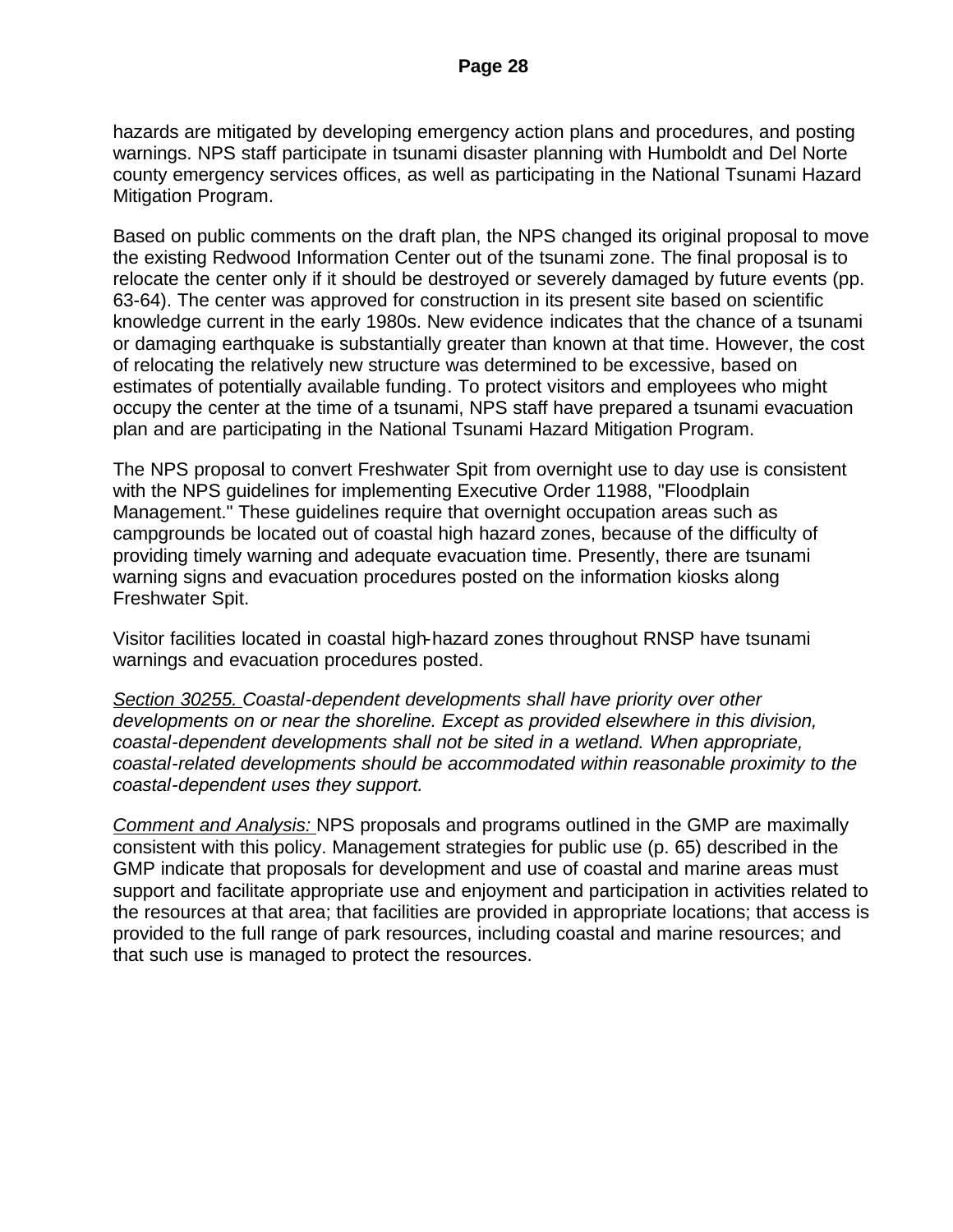hazards are mitigated by developing emergency action plans and procedures, and posting warnings. NPS staff participate in tsunami disaster planning with Humboldt and Del Norte county emergency services offices, as well as participating in the National Tsunami Hazard Mitigation Program.

Based on public comments on the draft plan, the NPS changed its original proposal to move the existing Redwood Information Center out of the tsunami zone. The final proposal is to relocate the center only if it should be destroyed or severely damaged by future events (pp. 63-64). The center was approved for construction in its present site based on scientific knowledge current in the early 1980s. New evidence indicates that the chance of a tsunami or damaging earthquake is substantially greater than known at that time. However, the cost of relocating the relatively new structure was determined to be excessive, based on estimates of potentially available funding. To protect visitors and employees who might occupy the center at the time of a tsunami, NPS staff have prepared a tsunami evacuation plan and are participating in the National Tsunami Hazard Mitigation Program.

The NPS proposal to convert Freshwater Spit from overnight use to day use is consistent with the NPS guidelines for implementing Executive Order 11988, "Floodplain Management." These guidelines require that overnight occupation areas such as campgrounds be located out of coastal high hazard zones, because of the difficulty of providing timely warning and adequate evacuation time. Presently, there are tsunami warning signs and evacuation procedures posted on the information kiosks along Freshwater Spit.

Visitor facilities located in coastal high-hazard zones throughout RNSP have tsunami warnings and evacuation procedures posted.

*Section 30255. Coastal-dependent developments shall have priority over other developments on or near the shoreline. Except as provided elsewhere in this division, coastal-dependent developments shall not be sited in a wetland. When appropriate, coastal-related developments should be accommodated within reasonable proximity to the coastal-dependent uses they support.*

*Comment and Analysis:* NPS proposals and programs outlined in the GMP are maximally consistent with this policy. Management strategies for public use (p. 65) described in the GMP indicate that proposals for development and use of coastal and marine areas must support and facilitate appropriate use and enjoyment and participation in activities related to the resources at that area; that facilities are provided in appropriate locations; that access is provided to the full range of park resources, including coastal and marine resources; and that such use is managed to protect the resources.